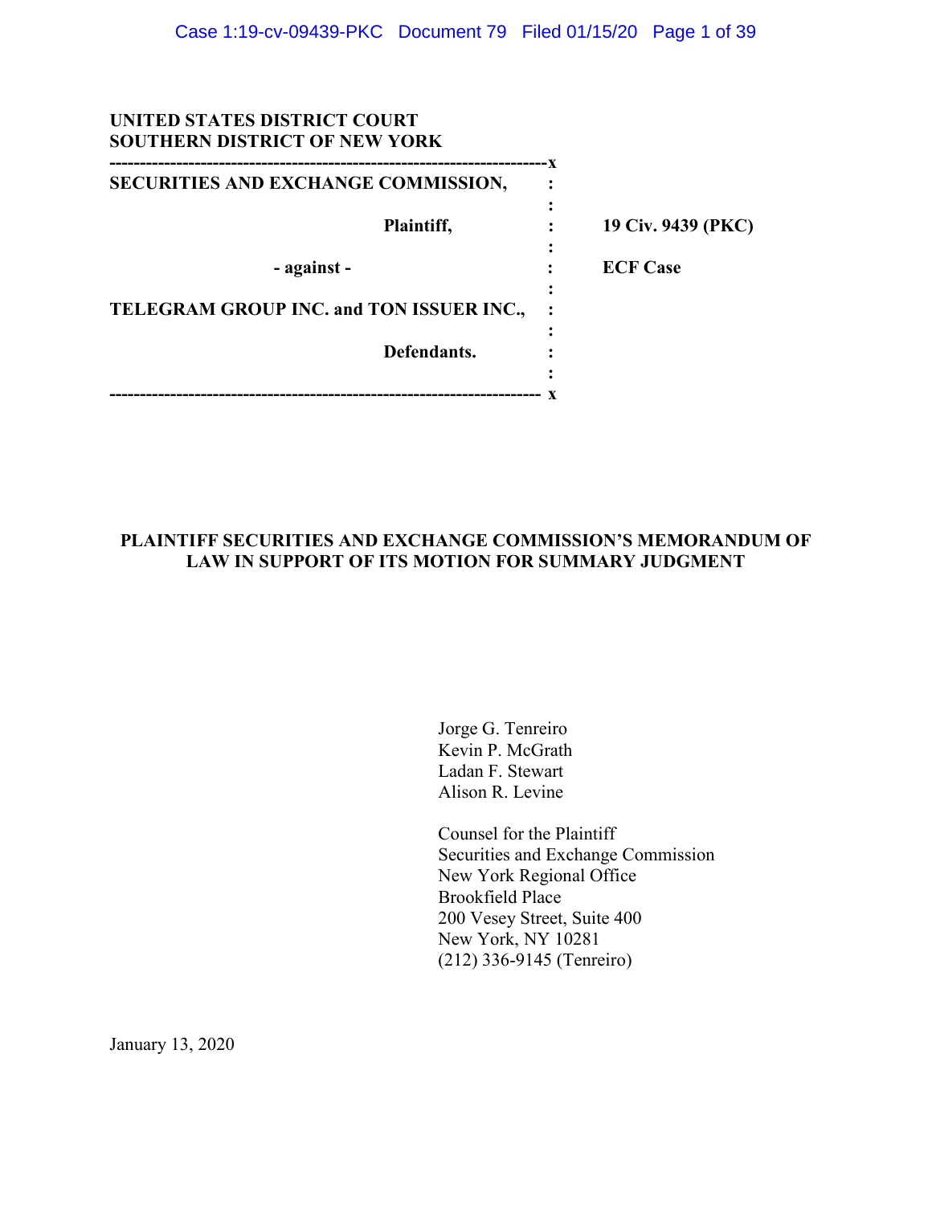**UNITED STATES DISTRICT COURT**
**SOUTHERN DISTRICT OF NEW YORK**

| | | |
|---|---|---|
| **SECURITIES AND EXCHANGE COMMISSION,** | : | |
| **Plaintiff,** | : | **19 Civ. 9439 (PKC)** |
| **- against -** | : | **ECF Case** |
| **TELEGRAM GROUP INC. and TON ISSUER INC.,** | : | |
| **Defendants.** | : | |

**PLAINTIFF SECURITIES AND EXCHANGE COMMISSION'S MEMORANDUM OF LAW IN SUPPORT OF ITS MOTION FOR SUMMARY JUDGMENT**

Jorge G. Tenreiro
Kevin P. McGrath
Ladan F. Stewart
Alison R. Levine

Counsel for the Plaintiff
Securities and Exchange Commission
New York Regional Office
Brookfield Place
200 Vesey Street, Suite 400
New York, NY 10281
(212) 336-9145 (Tenreiro)

January 13, 2020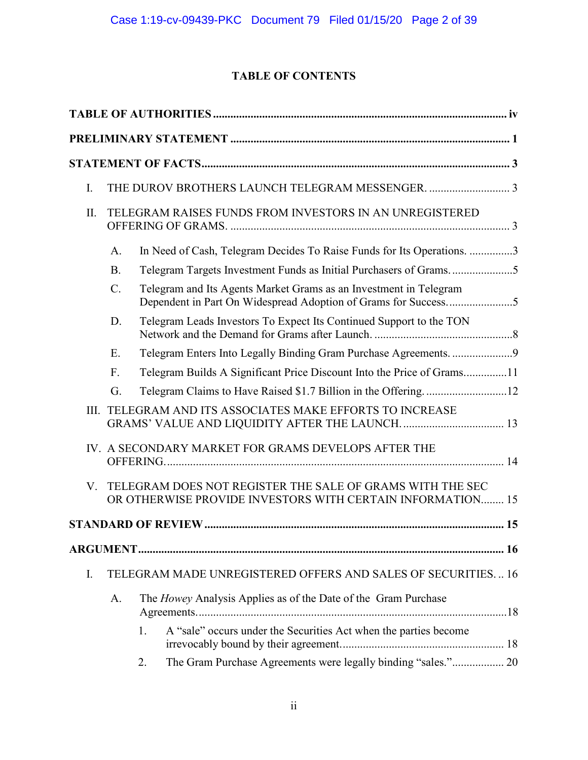# TABLE OF CONTENTS

**TABLE OF AUTHORITIES** ..... iv

**PRELIMINARY STATEMENT** ..... 1

**STATEMENT OF FACTS** ..... 3

I. THE DUROV BROTHERS LAUNCH TELEGRAM MESSENGER. ..... 3

II. TELEGRAM RAISES FUNDS FROM INVESTORS IN AN UNREGISTERED OFFERING OF GRAMS. ..... 3

- A. In Need of Cash, Telegram Decides To Raise Funds for Its Operations. ..... 3
- B. Telegram Targets Investment Funds as Initial Purchasers of Grams. ..... 5
- C. Telegram and Its Agents Market Grams as an Investment in Telegram Dependent in Part On Widespread Adoption of Grams for Success. ..... 5
- D. Telegram Leads Investors To Expect Its Continued Support to the TON Network and the Demand for Grams after Launch. ..... 8
- E. Telegram Enters Into Legally Binding Gram Purchase Agreements. ..... 9
- F. Telegram Builds A Significant Price Discount Into the Price of Grams ..... 11
- G. Telegram Claims to Have Raised $1.7 Billion in the Offering. ..... 12

III. TELEGRAM AND ITS ASSOCIATES MAKE EFFORTS TO INCREASE GRAMS' VALUE AND LIQUIDITY AFTER THE LAUNCH. ..... 13

IV. A SECONDARY MARKET FOR GRAMS DEVELOPS AFTER THE OFFERING. ..... 14

V. TELEGRAM DOES NOT REGISTER THE SALE OF GRAMS WITH THE SEC OR OTHERWISE PROVIDE INVESTORS WITH CERTAIN INFORMATION ..... 15

**STANDARD OF REVIEW** ..... 15

**ARGUMENT** ..... 16

I. TELEGRAM MADE UNREGISTERED OFFERS AND SALES OF SECURITIES. ..... 16

- A. The *Howey* Analysis Applies as of the Date of the Gram Purchase Agreements. ..... 18
  1. A "sale" occurs under the Securities Act when the parties become irrevocably bound by their agreement. ..... 18
  2. The Gram Purchase Agreements were legally binding "sales." ..... 20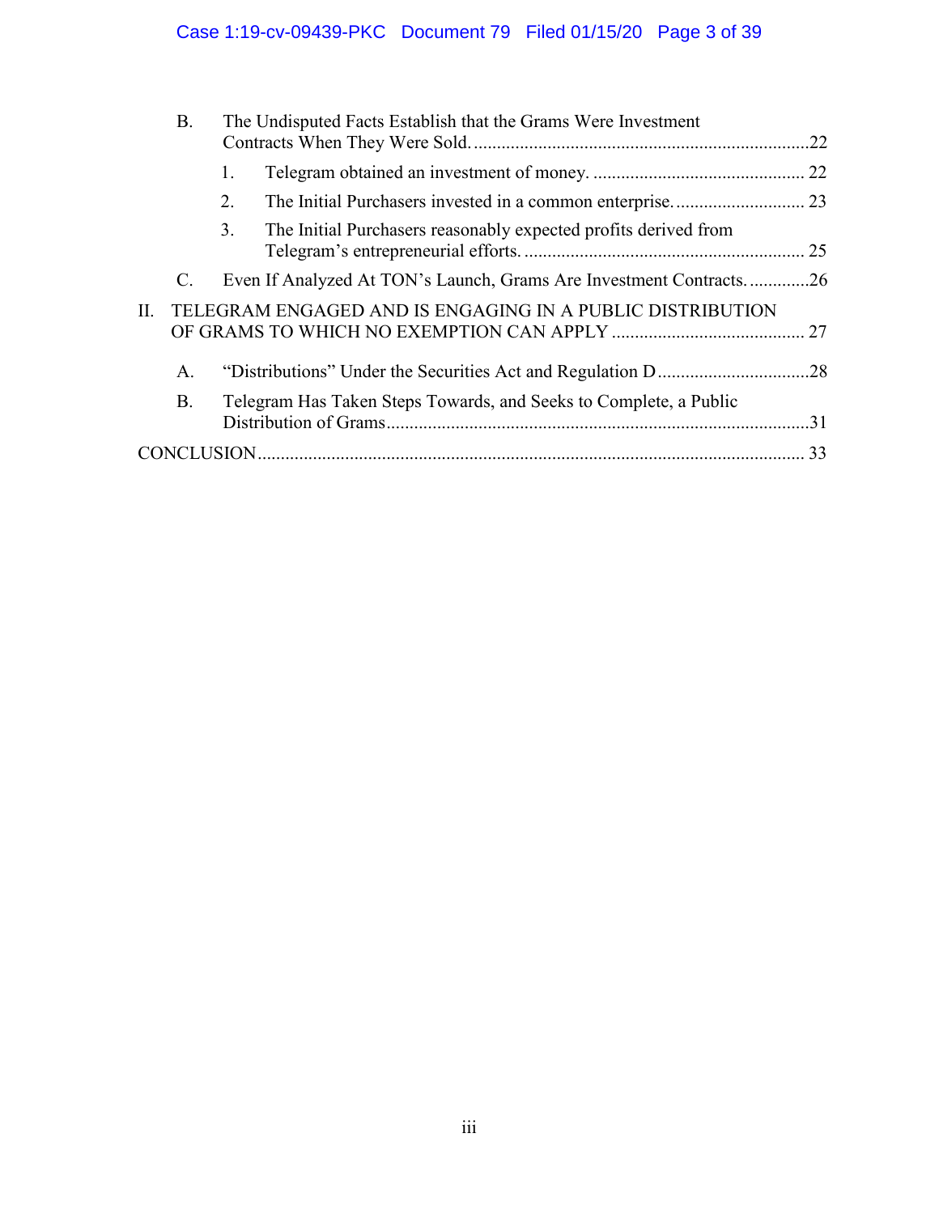B. The Undisputed Facts Establish that the Grams Were Investment Contracts When They Were Sold. ........................................................................22

1. Telegram obtained an investment of money. ............................................. 22

2. The Initial Purchasers invested in a common enterprise. ............................ 23

3. The Initial Purchasers reasonably expected profits derived from Telegram's entrepreneurial efforts. ............................................................ 25

C. Even If Analyzed At TON's Launch, Grams Are Investment Contracts. .............26

II. TELEGRAM ENGAGED AND IS ENGAGING IN A PUBLIC DISTRIBUTION OF GRAMS TO WHICH NO EXEMPTION CAN APPLY ......................................... 27

A. "Distributions" Under the Securities Act and Regulation D................................28

B. Telegram Has Taken Steps Towards, and Seeks to Complete, a Public Distribution of Grams...........................................................................................31

CONCLUSION...................................................................................................................... 33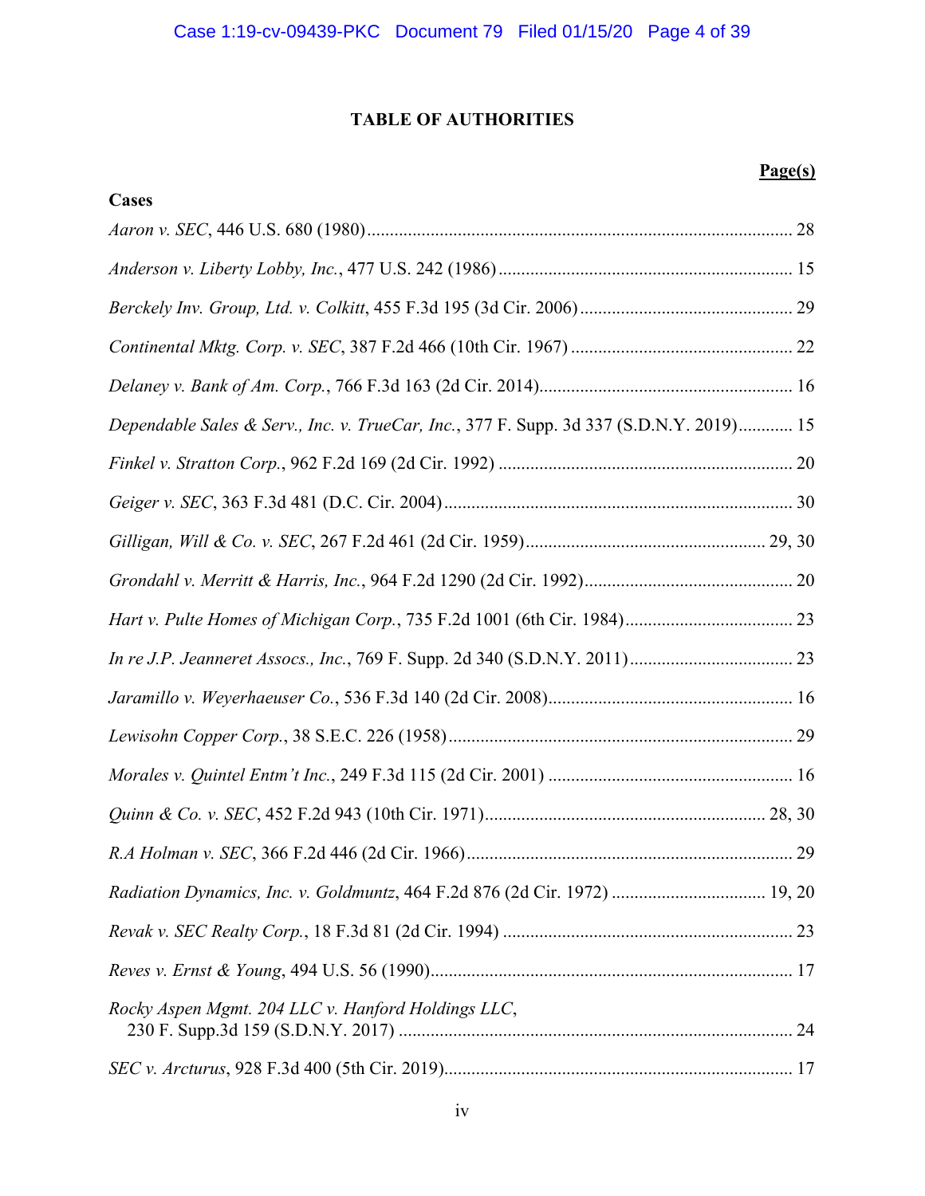# TABLE OF AUTHORITIES

**Page(s)**

**Cases**

*Aaron v. SEC*, 446 U.S. 680 (1980) ............................................................................................ 28

*Anderson v. Liberty Lobby, Inc.*, 477 U.S. 242 (1986) ................................................................ 15

*Berckely Inv. Group, Ltd. v. Colkitt*, 455 F.3d 195 (3d Cir. 2006) .............................................. 29

*Continental Mktg. Corp. v. SEC*, 387 F.2d 466 (10th Cir. 1967) ................................................ 22

*Delaney v. Bank of Am. Corp.*, 766 F.3d 163 (2d Cir. 2014)........................................................ 16

*Dependable Sales & Serv., Inc. v. TrueCar, Inc.*, 377 F. Supp. 3d 337 (S.D.N.Y. 2019)............ 15

*Finkel v. Stratton Corp.*, 962 F.2d 169 (2d Cir. 1992) ................................................................ 20

*Geiger v. SEC*, 363 F.3d 481 (D.C. Cir. 2004)............................................................................ 30

*Gilligan, Will & Co. v. SEC*, 267 F.2d 461 (2d Cir. 1959).................................................... 29, 30

*Grondahl v. Merritt & Harris, Inc.*, 964 F.2d 1290 (2d Cir. 1992).............................................. 20

*Hart v. Pulte Homes of Michigan Corp.*, 735 F.2d 1001 (6th Cir. 1984).................................... 23

*In re J.P. Jeanneret Assocs., Inc.*, 769 F. Supp. 2d 340 (S.D.N.Y. 2011).................................... 23

*Jaramillo v. Weyerhaeuser Co.*, 536 F.3d 140 (2d Cir. 2008)..................................................... 16

*Lewisohn Copper Corp.*, 38 S.E.C. 226 (1958)........................................................................... 29

*Morales v. Quintel Entm't Inc.*, 249 F.3d 115 (2d Cir. 2001) ..................................................... 16

*Quinn & Co. v. SEC*, 452 F.2d 943 (10th Cir. 1971)............................................................. 28, 30

*R.A Holman v. SEC*, 366 F.2d 446 (2d Cir. 1966)....................................................................... 29

*Radiation Dynamics, Inc. v. Goldmuntz*, 464 F.2d 876 (2d Cir. 1972) ................................. 19, 20

*Revak v. SEC Realty Corp.*, 18 F.3d 81 (2d Cir. 1994) ............................................................... 23

*Reves v. Ernst & Young*, 494 U.S. 56 (1990)............................................................................... 17

*Rocky Aspen Mgmt. 204 LLC v. Hanford Holdings LLC*, 230 F. Supp.3d 159 (S.D.N.Y. 2017) ..................................................................................... 24

*SEC v. Arcturus*, 928 F.3d 400 (5th Cir. 2019)............................................................................ 17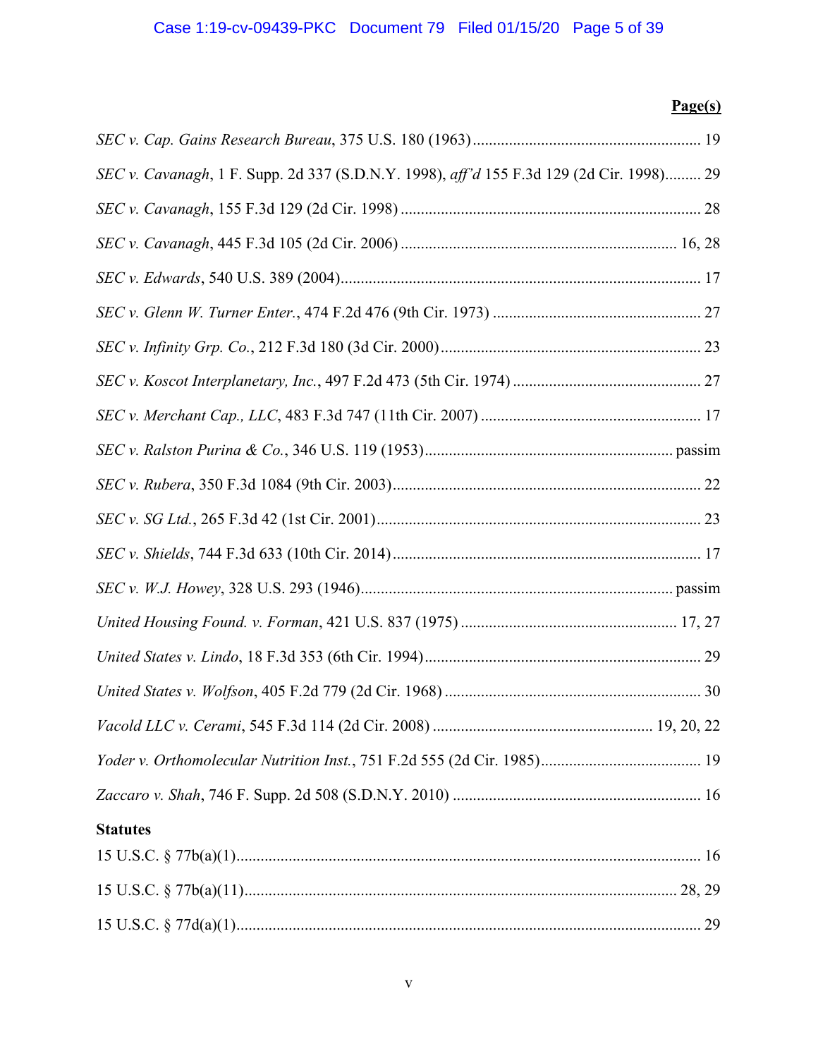**Page(s)**

*SEC v. Cap. Gains Research Bureau*, 375 U.S. 180 (1963) ......................................................... 19

*SEC v. Cavanagh*, 1 F. Supp. 2d 337 (S.D.N.Y. 1998), *aff'd* 155 F.3d 129 (2d Cir. 1998)......... 29

*SEC v. Cavanagh*, 155 F.3d 129 (2d Cir. 1998) ........................................................................... 28

*SEC v. Cavanagh*, 445 F.3d 105 (2d Cir. 2006) ..................................................................... 16, 28

*SEC v. Edwards*, 540 U.S. 389 (2004)......................................................................................... 17

*SEC v. Glenn W. Turner Enter.*, 474 F.2d 476 (9th Cir. 1973) .................................................... 27

*SEC v. Infinity Grp. Co.*, 212 F.3d 180 (3d Cir. 2000)................................................................. 23

*SEC v. Koscot Interplanetary, Inc.*, 497 F.2d 473 (5th Cir. 1974) ............................................... 27

*SEC v. Merchant Cap., LLC*, 483 F.3d 747 (11th Cir. 2007) ....................................................... 17

*SEC v. Ralston Purina & Co.*, 346 U.S. 119 (1953)............................................................... passim

*SEC v. Rubera*, 350 F.3d 1084 (9th Cir. 2003)............................................................................. 22

*SEC v. SG Ltd.*, 265 F.3d 42 (1st Cir. 2001)................................................................................. 23

*SEC v. Shields*, 744 F.3d 633 (10th Cir. 2014)............................................................................. 17

*SEC v. W.J. Howey*, 328 U.S. 293 (1946)............................................................................... passim

*United Housing Found. v. Forman*, 421 U.S. 837 (1975) ...................................................... 17, 27

*United States v. Lindo*, 18 F.3d 353 (6th Cir. 1994)..................................................................... 29

*United States v. Wolfson*, 405 F.2d 779 (2d Cir. 1968) ................................................................ 30

*Vacold LLC v. Cerami*, 545 F.3d 114 (2d Cir. 2008) ...................................................... 19, 20, 22

*Yoder v. Orthomolecular Nutrition Inst.*, 751 F.2d 555 (2d Cir. 1985)........................................ 19

*Zaccaro v. Shah*, 746 F. Supp. 2d 508 (S.D.N.Y. 2010) ............................................................. 16

**Statutes**

15 U.S.C. § 77b(a)(1).................................................................................................................... 16

15 U.S.C. § 77b(a)(11)............................................................................................................ 28, 29

15 U.S.C. § 77d(a)(1).................................................................................................................... 29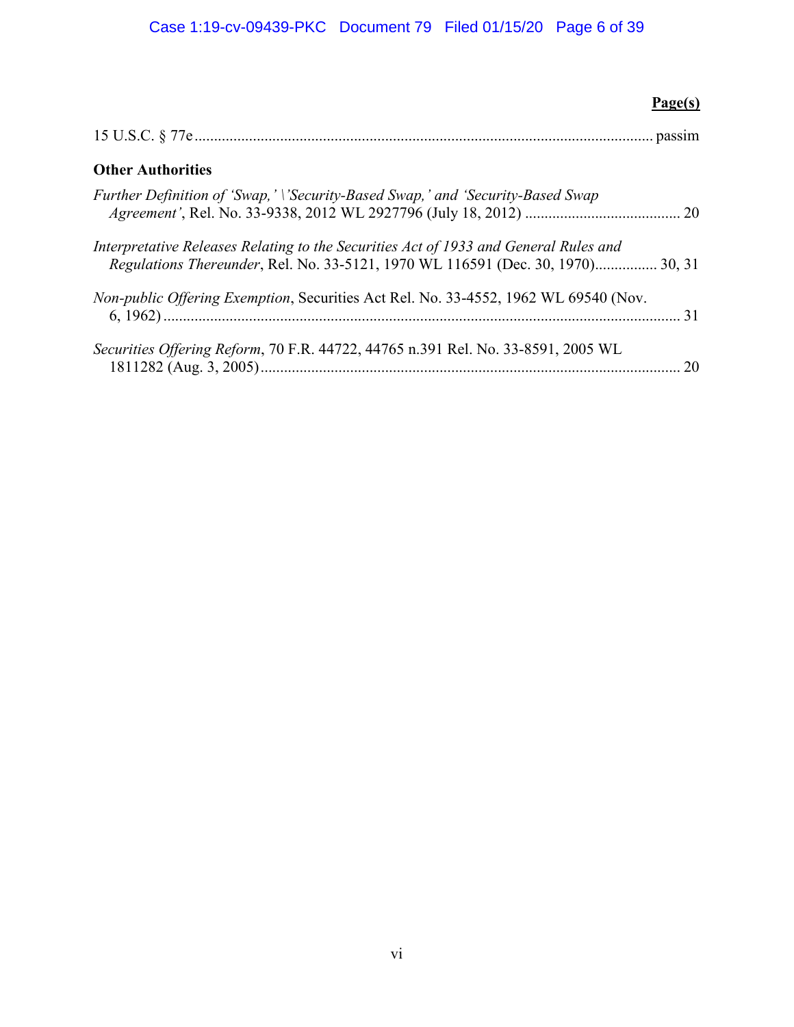**Page(s)**

15 U.S.C. § 77e ........................................................................................................................ passim

**Other Authorities**

*Further Definition of 'Swap,' \'Security-Based Swap,' and 'Security-Based Swap Agreement'*, Rel. No. 33-9338, 2012 WL 2927796 (July 18, 2012) ........................................ 20

*Interpretative Releases Relating to the Securities Act of 1933 and General Rules and Regulations Thereunder*, Rel. No. 33-5121, 1970 WL 116591 (Dec. 30, 1970)................ 30, 31

*Non-public Offering Exemption*, Securities Act Rel. No. 33-4552, 1962 WL 69540 (Nov. 6, 1962) .................................................................................................................................. 31

*Securities Offering Reform*, 70 F.R. 44722, 44765 n.391 Rel. No. 33-8591, 2005 WL 1811282 (Aug. 3, 2005) ........................................................................................................... 20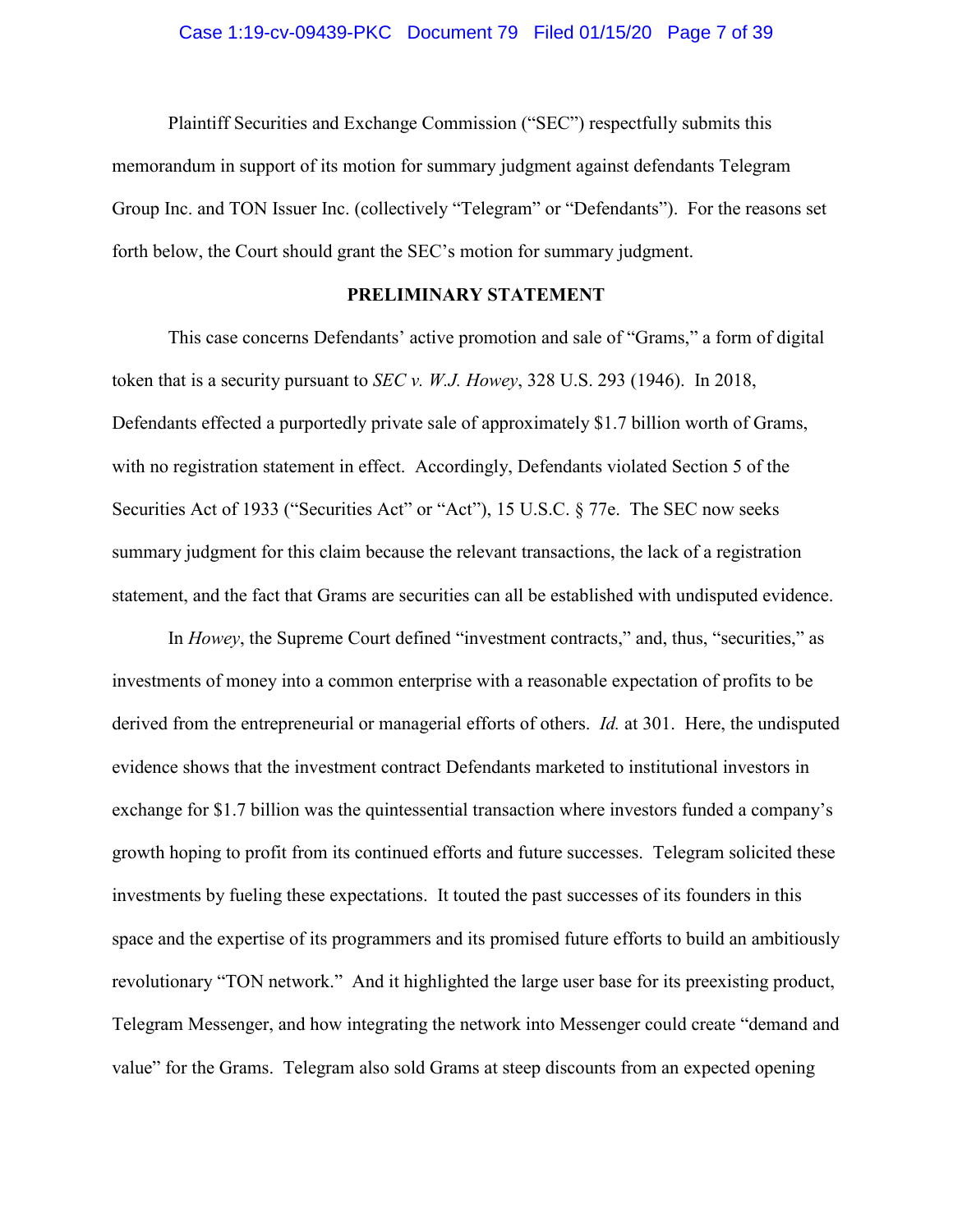Plaintiff Securities and Exchange Commission ("SEC") respectfully submits this memorandum in support of its motion for summary judgment against defendants Telegram Group Inc. and TON Issuer Inc. (collectively "Telegram" or "Defendants"). For the reasons set forth below, the Court should grant the SEC's motion for summary judgment.

## PRELIMINARY STATEMENT

This case concerns Defendants' active promotion and sale of "Grams," a form of digital token that is a security pursuant to *SEC v. W.J. Howey*, 328 U.S. 293 (1946). In 2018, Defendants effected a purportedly private sale of approximately $1.7 billion worth of Grams, with no registration statement in effect. Accordingly, Defendants violated Section 5 of the Securities Act of 1933 ("Securities Act" or "Act"), 15 U.S.C. § 77e. The SEC now seeks summary judgment for this claim because the relevant transactions, the lack of a registration statement, and the fact that Grams are securities can all be established with undisputed evidence.

In *Howey*, the Supreme Court defined "investment contracts," and, thus, "securities," as investments of money into a common enterprise with a reasonable expectation of profits to be derived from the entrepreneurial or managerial efforts of others. *Id.* at 301. Here, the undisputed evidence shows that the investment contract Defendants marketed to institutional investors in exchange for $1.7 billion was the quintessential transaction where investors funded a company's growth hoping to profit from its continued efforts and future successes. Telegram solicited these investments by fueling these expectations. It touted the past successes of its founders in this space and the expertise of its programmers and its promised future efforts to build an ambitiously revolutionary "TON network." And it highlighted the large user base for its preexisting product, Telegram Messenger, and how integrating the network into Messenger could create "demand and value" for the Grams. Telegram also sold Grams at steep discounts from an expected opening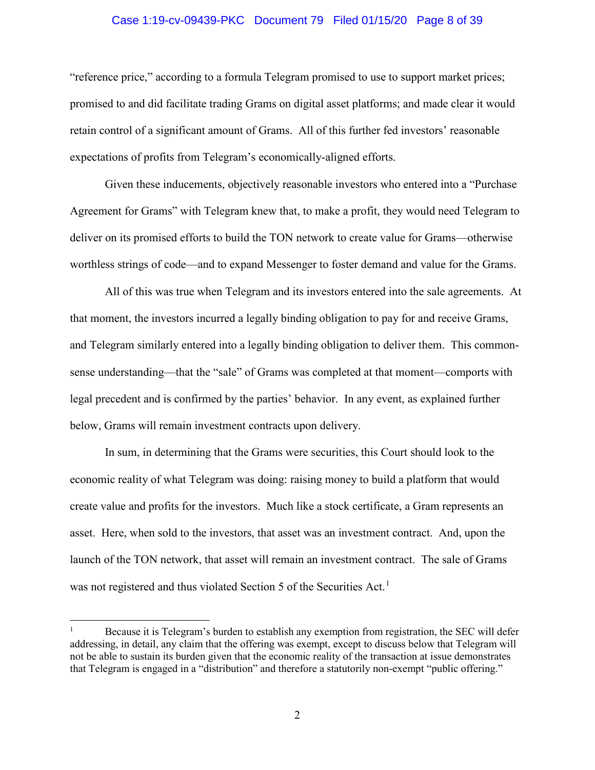"reference price," according to a formula Telegram promised to use to support market prices; promised to and did facilitate trading Grams on digital asset platforms; and made clear it would retain control of a significant amount of Grams. All of this further fed investors' reasonable expectations of profits from Telegram's economically-aligned efforts.

Given these inducements, objectively reasonable investors who entered into a "Purchase Agreement for Grams" with Telegram knew that, to make a profit, they would need Telegram to deliver on its promised efforts to build the TON network to create value for Grams—otherwise worthless strings of code—and to expand Messenger to foster demand and value for the Grams.

All of this was true when Telegram and its investors entered into the sale agreements. At that moment, the investors incurred a legally binding obligation to pay for and receive Grams, and Telegram similarly entered into a legally binding obligation to deliver them. This common-sense understanding—that the "sale" of Grams was completed at that moment—comports with legal precedent and is confirmed by the parties' behavior. In any event, as explained further below, Grams will remain investment contracts upon delivery.

In sum, in determining that the Grams were securities, this Court should look to the economic reality of what Telegram was doing: raising money to build a platform that would create value and profits for the investors. Much like a stock certificate, a Gram represents an asset. Here, when sold to the investors, that asset was an investment contract. And, upon the launch of the TON network, that asset will remain an investment contract. The sale of Grams was not registered and thus violated Section 5 of the Securities Act.[1]

---

[1] Because it is Telegram's burden to establish any exemption from registration, the SEC will defer addressing, in detail, any claim that the offering was exempt, except to discuss below that Telegram will not be able to sustain its burden given that the economic reality of the transaction at issue demonstrates that Telegram is engaged in a "distribution" and therefore a statutorily non-exempt "public offering."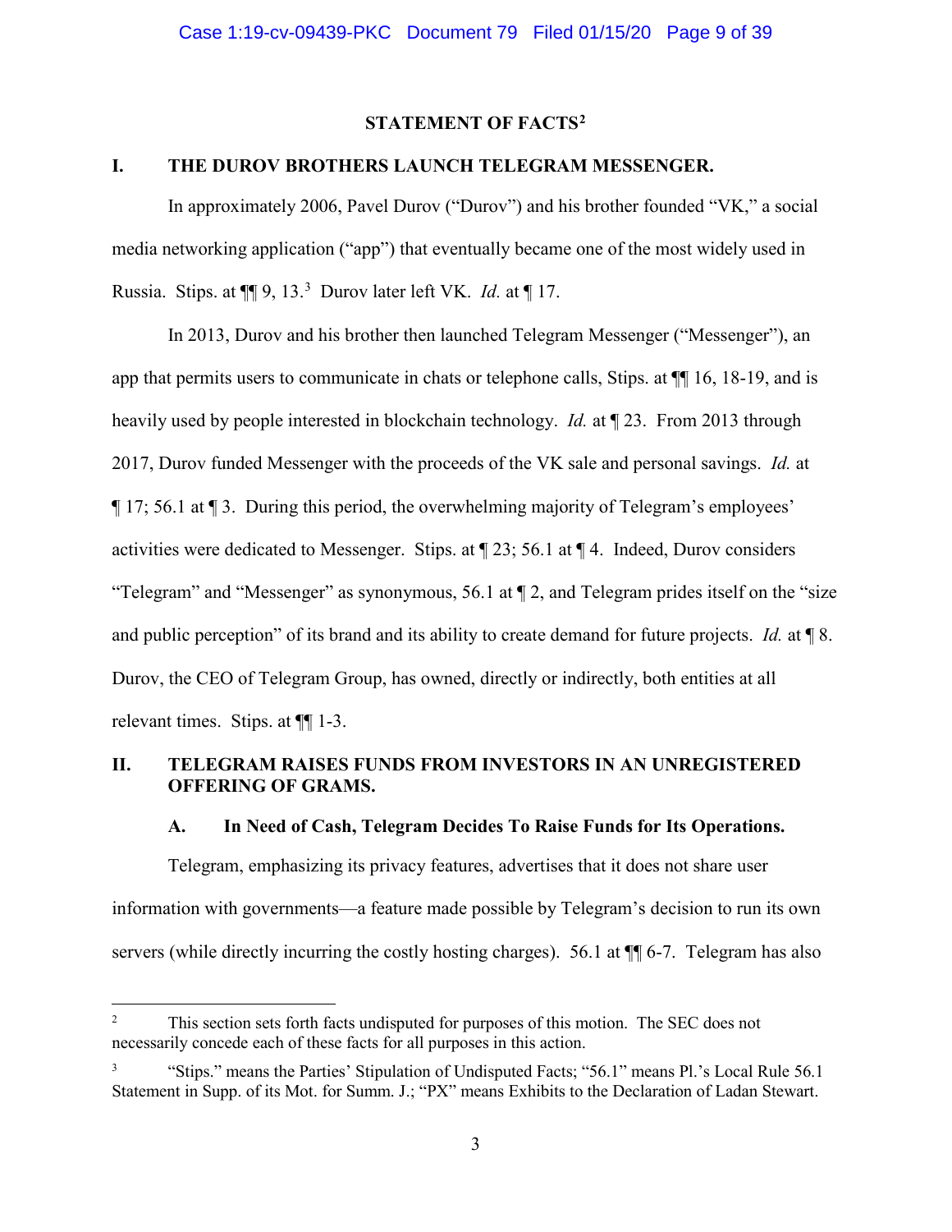## STATEMENT OF FACTS[2]

### I. THE DUROV BROTHERS LAUNCH TELEGRAM MESSENGER.

In approximately 2006, Pavel Durov ("Durov") and his brother founded "VK," a social media networking application ("app") that eventually became one of the most widely used in Russia. Stips. at ¶¶ 9, 13.[3] Durov later left VK. *Id.* at ¶ 17.

In 2013, Durov and his brother then launched Telegram Messenger ("Messenger"), an app that permits users to communicate in chats or telephone calls, Stips. at ¶¶ 16, 18-19, and is heavily used by people interested in blockchain technology. *Id.* at ¶ 23. From 2013 through 2017, Durov funded Messenger with the proceeds of the VK sale and personal savings. *Id.* at ¶ 17; 56.1 at ¶ 3. During this period, the overwhelming majority of Telegram's employees' activities were dedicated to Messenger. Stips. at ¶ 23; 56.1 at ¶ 4. Indeed, Durov considers "Telegram" and "Messenger" as synonymous, 56.1 at ¶ 2, and Telegram prides itself on the "size and public perception" of its brand and its ability to create demand for future projects. *Id.* at ¶ 8. Durov, the CEO of Telegram Group, has owned, directly or indirectly, both entities at all relevant times. Stips. at ¶¶ 1-3.

### II. TELEGRAM RAISES FUNDS FROM INVESTORS IN AN UNREGISTERED OFFERING OF GRAMS.

#### A. In Need of Cash, Telegram Decides To Raise Funds for Its Operations.

Telegram, emphasizing its privacy features, advertises that it does not share user information with governments—a feature made possible by Telegram's decision to run its own servers (while directly incurring the costly hosting charges). 56.1 at ¶¶ 6-7. Telegram has also

---

[2] This section sets forth facts undisputed for purposes of this motion. The SEC does not necessarily concede each of these facts for all purposes in this action.

[3] "Stips." means the Parties' Stipulation of Undisputed Facts; "56.1" means Pl.'s Local Rule 56.1 Statement in Supp. of its Mot. for Summ. J.; "PX" means Exhibits to the Declaration of Ladan Stewart.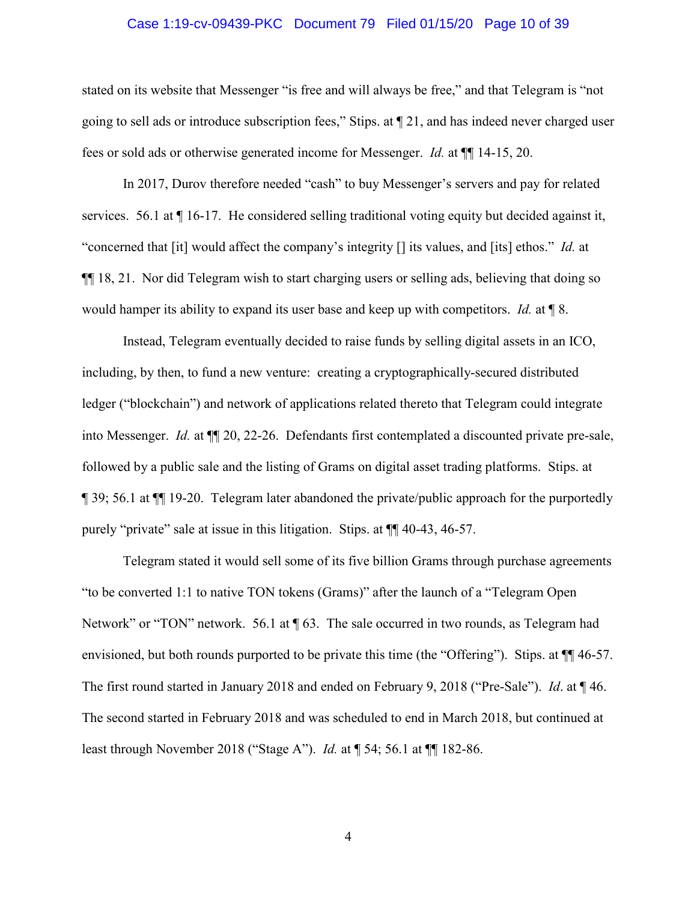stated on its website that Messenger "is free and will always be free," and that Telegram is "not going to sell ads or introduce subscription fees," Stips. at ¶ 21, and has indeed never charged user fees or sold ads or otherwise generated income for Messenger. *Id.* at ¶¶ 14-15, 20.

In 2017, Durov therefore needed "cash" to buy Messenger's servers and pay for related services. 56.1 at ¶ 16-17. He considered selling traditional voting equity but decided against it, "concerned that [it] would affect the company's integrity [] its values, and [its] ethos." *Id.* at ¶¶ 18, 21. Nor did Telegram wish to start charging users or selling ads, believing that doing so would hamper its ability to expand its user base and keep up with competitors. *Id.* at ¶ 8.

Instead, Telegram eventually decided to raise funds by selling digital assets in an ICO, including, by then, to fund a new venture: creating a cryptographically-secured distributed ledger ("blockchain") and network of applications related thereto that Telegram could integrate into Messenger. *Id.* at ¶¶ 20, 22-26. Defendants first contemplated a discounted private pre-sale, followed by a public sale and the listing of Grams on digital asset trading platforms. Stips. at ¶ 39; 56.1 at ¶¶ 19-20. Telegram later abandoned the private/public approach for the purportedly purely "private" sale at issue in this litigation. Stips. at ¶¶ 40-43, 46-57.

Telegram stated it would sell some of its five billion Grams through purchase agreements "to be converted 1:1 to native TON tokens (Grams)" after the launch of a "Telegram Open Network" or "TON" network. 56.1 at ¶ 63. The sale occurred in two rounds, as Telegram had envisioned, but both rounds purported to be private this time (the "Offering"). Stips. at ¶¶ 46-57. The first round started in January 2018 and ended on February 9, 2018 ("Pre-Sale"). *Id*. at ¶ 46. The second started in February 2018 and was scheduled to end in March 2018, but continued at least through November 2018 ("Stage A"). *Id.* at ¶ 54; 56.1 at ¶¶ 182-86.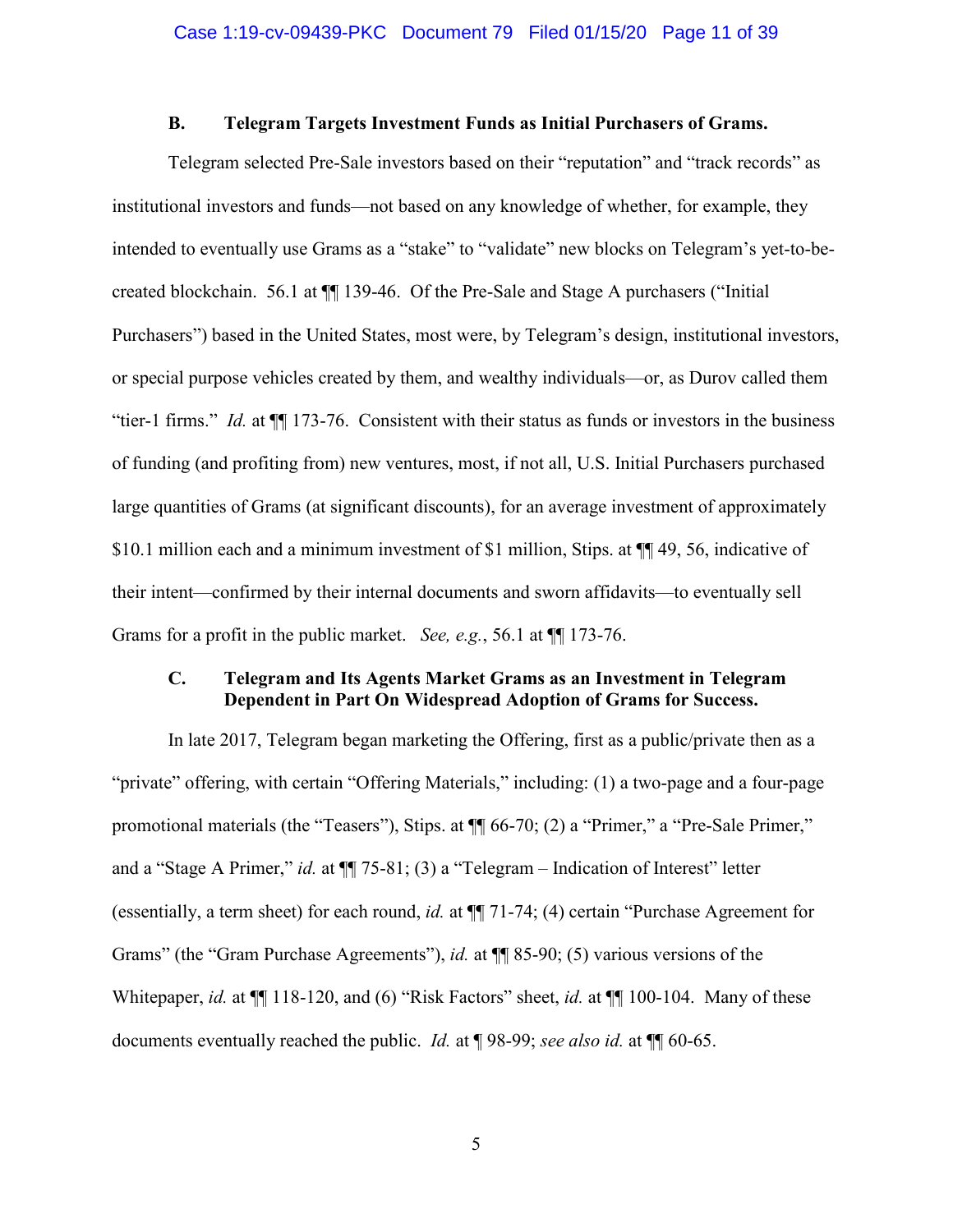### B. Telegram Targets Investment Funds as Initial Purchasers of Grams.

Telegram selected Pre-Sale investors based on their "reputation" and "track records" as institutional investors and funds—not based on any knowledge of whether, for example, they intended to eventually use Grams as a "stake" to "validate" new blocks on Telegram's yet-to-be-created blockchain. 56.1 at ¶¶ 139-46. Of the Pre-Sale and Stage A purchasers ("Initial Purchasers") based in the United States, most were, by Telegram's design, institutional investors, or special purpose vehicles created by them, and wealthy individuals—or, as Durov called them "tier-1 firms." *Id.* at ¶¶ 173-76. Consistent with their status as funds or investors in the business of funding (and profiting from) new ventures, most, if not all, U.S. Initial Purchasers purchased large quantities of Grams (at significant discounts), for an average investment of approximately $10.1 million each and a minimum investment of $1 million, Stips. at ¶¶ 49, 56, indicative of their intent—confirmed by their internal documents and sworn affidavits—to eventually sell Grams for a profit in the public market. *See, e.g.*, 56.1 at ¶¶ 173-76.

### C. Telegram and Its Agents Market Grams as an Investment in Telegram Dependent in Part On Widespread Adoption of Grams for Success.

In late 2017, Telegram began marketing the Offering, first as a public/private then as a "private" offering, with certain "Offering Materials," including: (1) a two-page and a four-page promotional materials (the "Teasers"), Stips. at ¶¶ 66-70; (2) a "Primer," a "Pre-Sale Primer," and a "Stage A Primer," *id.* at ¶¶ 75-81; (3) a "Telegram – Indication of Interest" letter (essentially, a term sheet) for each round, *id.* at ¶¶ 71-74; (4) certain "Purchase Agreement for Grams" (the "Gram Purchase Agreements"), *id.* at ¶¶ 85-90; (5) various versions of the Whitepaper, *id.* at ¶¶ 118-120, and (6) "Risk Factors" sheet, *id.* at ¶¶ 100-104. Many of these documents eventually reached the public. *Id.* at ¶ 98-99; *see also id.* at ¶¶ 60-65.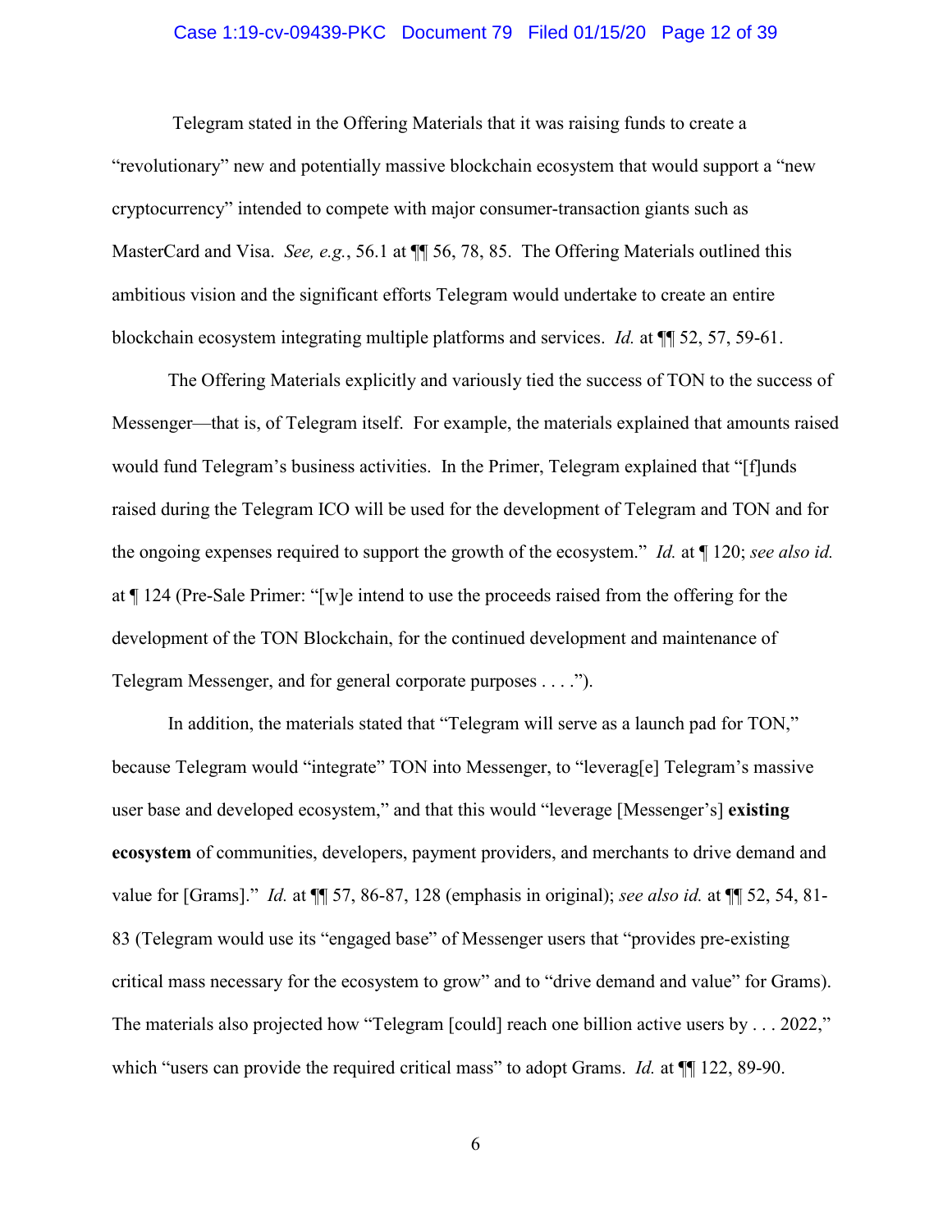Telegram stated in the Offering Materials that it was raising funds to create a "revolutionary" new and potentially massive blockchain ecosystem that would support a "new cryptocurrency" intended to compete with major consumer-transaction giants such as MasterCard and Visa. *See, e.g.*, 56.1 at ¶¶ 56, 78, 85. The Offering Materials outlined this ambitious vision and the significant efforts Telegram would undertake to create an entire blockchain ecosystem integrating multiple platforms and services. *Id.* at ¶¶ 52, 57, 59-61.

The Offering Materials explicitly and variously tied the success of TON to the success of Messenger—that is, of Telegram itself. For example, the materials explained that amounts raised would fund Telegram's business activities. In the Primer, Telegram explained that "[f]unds raised during the Telegram ICO will be used for the development of Telegram and TON and for the ongoing expenses required to support the growth of the ecosystem." *Id.* at ¶ 120; *see also id.* at ¶ 124 (Pre-Sale Primer: "[w]e intend to use the proceeds raised from the offering for the development of the TON Blockchain, for the continued development and maintenance of Telegram Messenger, and for general corporate purposes . . . .").

In addition, the materials stated that "Telegram will serve as a launch pad for TON," because Telegram would "integrate" TON into Messenger, to "leverag[e] Telegram's massive user base and developed ecosystem," and that this would "leverage [Messenger's] **existing ecosystem** of communities, developers, payment providers, and merchants to drive demand and value for [Grams]." *Id.* at ¶¶ 57, 86-87, 128 (emphasis in original); *see also id.* at ¶¶ 52, 54, 81-83 (Telegram would use its "engaged base" of Messenger users that "provides pre-existing critical mass necessary for the ecosystem to grow" and to "drive demand and value" for Grams). The materials also projected how "Telegram [could] reach one billion active users by . . . 2022," which "users can provide the required critical mass" to adopt Grams. *Id.* at ¶¶ 122, 89-90.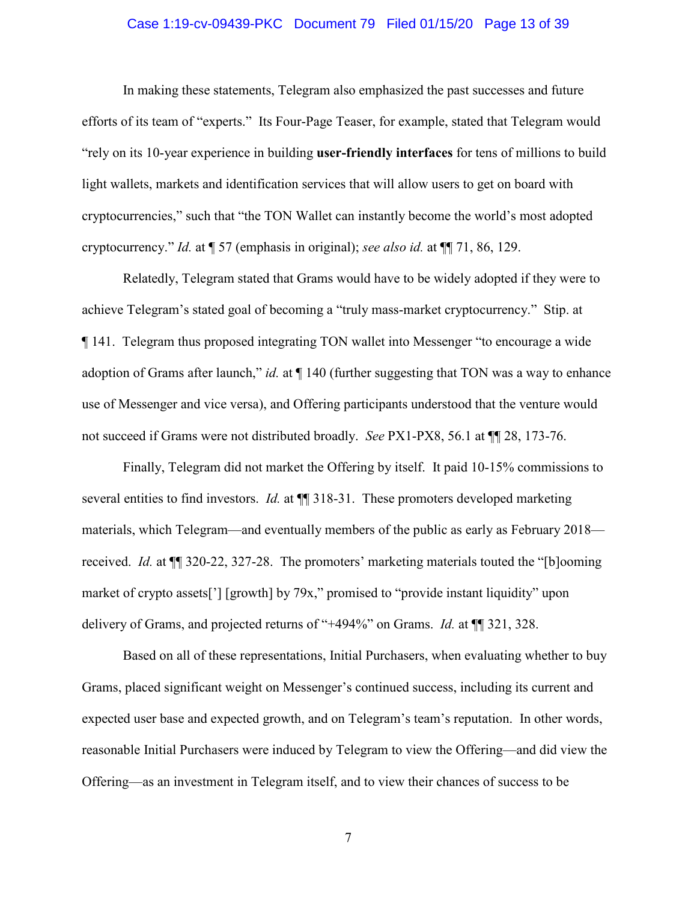In making these statements, Telegram also emphasized the past successes and future efforts of its team of "experts." Its Four-Page Teaser, for example, stated that Telegram would "rely on its 10-year experience in building **user-friendly interfaces** for tens of millions to build light wallets, markets and identification services that will allow users to get on board with cryptocurrencies," such that "the TON Wallet can instantly become the world's most adopted cryptocurrency." *Id.* at ¶ 57 (emphasis in original); *see also id.* at ¶¶ 71, 86, 129.

Relatedly, Telegram stated that Grams would have to be widely adopted if they were to achieve Telegram's stated goal of becoming a "truly mass-market cryptocurrency." Stip. at ¶ 141. Telegram thus proposed integrating TON wallet into Messenger "to encourage a wide adoption of Grams after launch," *id.* at ¶ 140 (further suggesting that TON was a way to enhance use of Messenger and vice versa), and Offering participants understood that the venture would not succeed if Grams were not distributed broadly. *See* PX1-PX8, 56.1 at ¶¶ 28, 173-76.

Finally, Telegram did not market the Offering by itself. It paid 10-15% commissions to several entities to find investors. *Id.* at ¶¶ 318-31. These promoters developed marketing materials, which Telegram—and eventually members of the public as early as February 2018—received. *Id.* at ¶¶ 320-22, 327-28. The promoters' marketing materials touted the "[b]ooming market of crypto assets['] [growth] by 79x," promised to "provide instant liquidity" upon delivery of Grams, and projected returns of "+494%" on Grams. *Id.* at ¶¶ 321, 328.

Based on all of these representations, Initial Purchasers, when evaluating whether to buy Grams, placed significant weight on Messenger's continued success, including its current and expected user base and expected growth, and on Telegram's team's reputation. In other words, reasonable Initial Purchasers were induced by Telegram to view the Offering—and did view the Offering—as an investment in Telegram itself, and to view their chances of success to be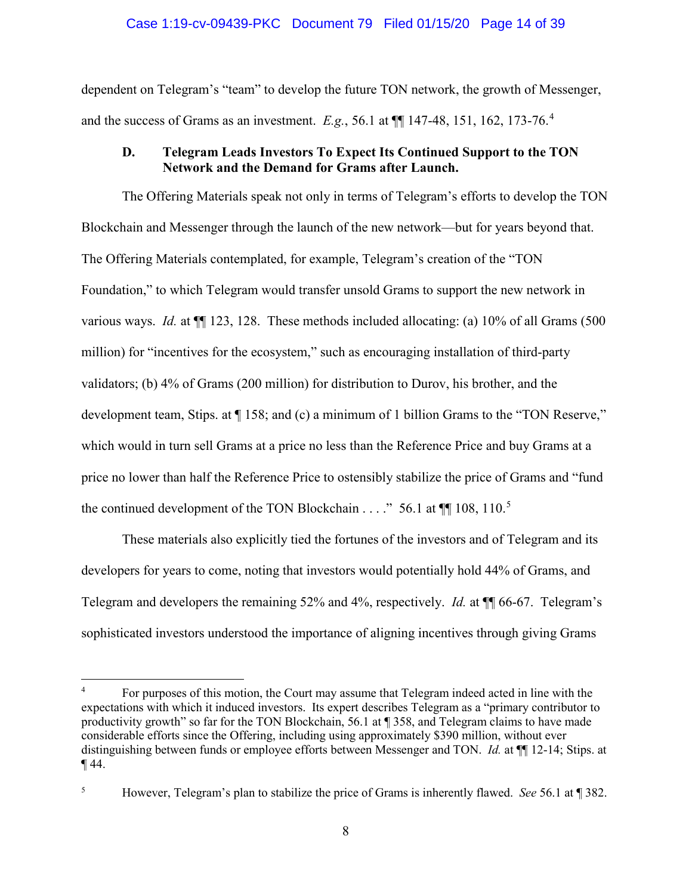dependent on Telegram's "team" to develop the future TON network, the growth of Messenger, and the success of Grams as an investment. *E.g.*, 56.1 at ¶¶ 147-48, 151, 162, 173-76.[4]

### D. Telegram Leads Investors To Expect Its Continued Support to the TON Network and the Demand for Grams after Launch.

The Offering Materials speak not only in terms of Telegram's efforts to develop the TON Blockchain and Messenger through the launch of the new network—but for years beyond that. The Offering Materials contemplated, for example, Telegram's creation of the "TON Foundation," to which Telegram would transfer unsold Grams to support the new network in various ways. *Id.* at ¶¶ 123, 128. These methods included allocating: (a) 10% of all Grams (500 million) for "incentives for the ecosystem," such as encouraging installation of third-party validators; (b) 4% of Grams (200 million) for distribution to Durov, his brother, and the development team, Stips. at ¶ 158; and (c) a minimum of 1 billion Grams to the "TON Reserve," which would in turn sell Grams at a price no less than the Reference Price and buy Grams at a price no lower than half the Reference Price to ostensibly stabilize the price of Grams and "fund the continued development of the TON Blockchain . . . ." 56.1 at ¶¶ 108, 110.[5]

These materials also explicitly tied the fortunes of the investors and of Telegram and its developers for years to come, noting that investors would potentially hold 44% of Grams, and Telegram and developers the remaining 52% and 4%, respectively. *Id.* at ¶¶ 66-67. Telegram's sophisticated investors understood the importance of aligning incentives through giving Grams

---

[4] For purposes of this motion, the Court may assume that Telegram indeed acted in line with the expectations with which it induced investors. Its expert describes Telegram as a "primary contributor to productivity growth" so far for the TON Blockchain, 56.1 at ¶ 358, and Telegram claims to have made considerable efforts since the Offering, including using approximately $390 million, without ever distinguishing between funds or employee efforts between Messenger and TON. *Id.* at ¶¶ 12-14; Stips. at ¶ 44.

[5] However, Telegram's plan to stabilize the price of Grams is inherently flawed. *See* 56.1 at ¶ 382.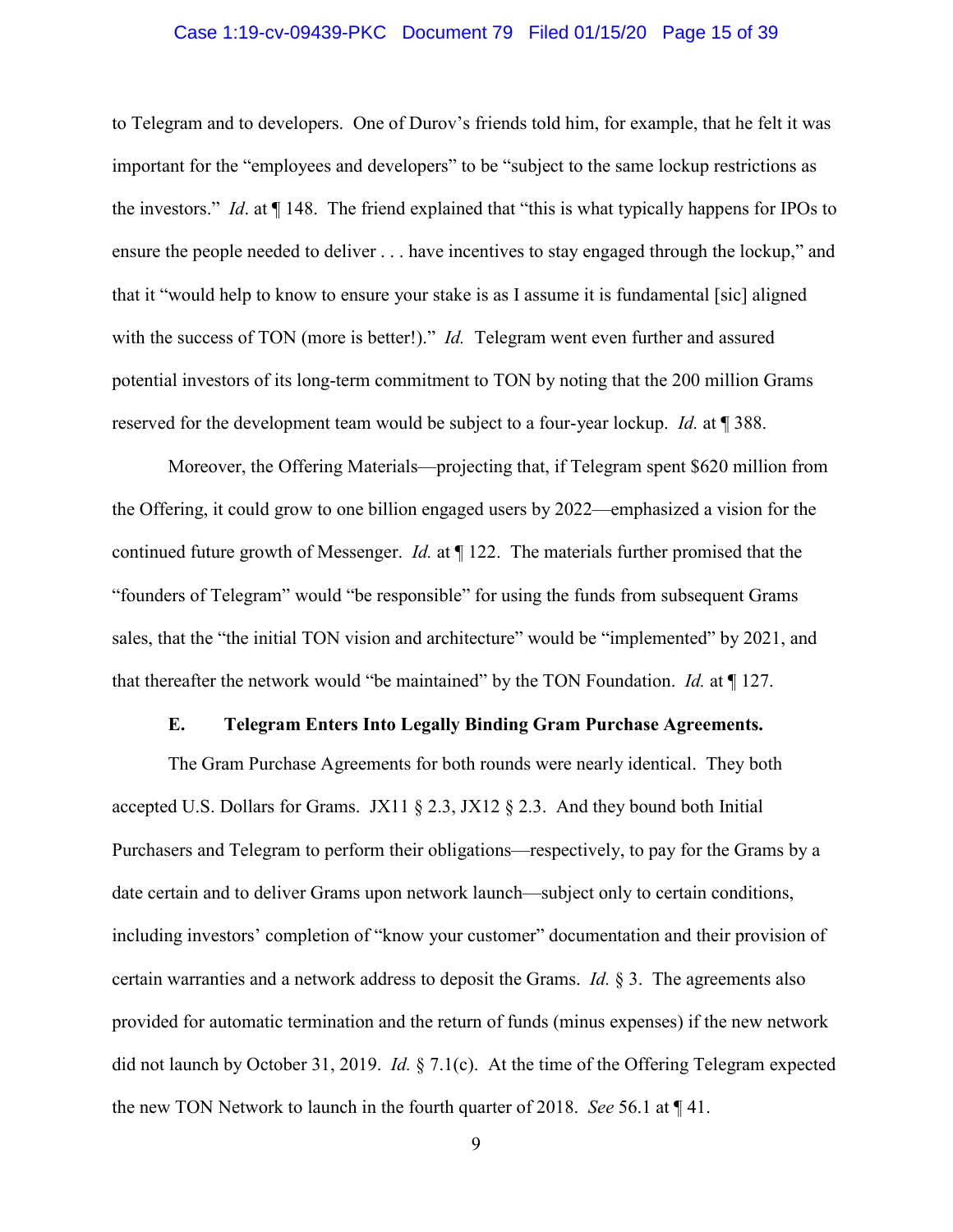to Telegram and to developers. One of Durov's friends told him, for example, that he felt it was important for the "employees and developers" to be "subject to the same lockup restrictions as the investors." *Id*. at ¶ 148. The friend explained that "this is what typically happens for IPOs to ensure the people needed to deliver . . . have incentives to stay engaged through the lockup," and that it "would help to know to ensure your stake is as I assume it is fundamental [sic] aligned with the success of TON (more is better!)." *Id.* Telegram went even further and assured potential investors of its long-term commitment to TON by noting that the 200 million Grams reserved for the development team would be subject to a four-year lockup. *Id.* at ¶ 388.

Moreover, the Offering Materials—projecting that, if Telegram spent $620 million from the Offering, it could grow to one billion engaged users by 2022—emphasized a vision for the continued future growth of Messenger. *Id.* at ¶ 122. The materials further promised that the "founders of Telegram" would "be responsible" for using the funds from subsequent Grams sales, that the "the initial TON vision and architecture" would be "implemented" by 2021, and that thereafter the network would "be maintained" by the TON Foundation. *Id.* at ¶ 127.

### E. Telegram Enters Into Legally Binding Gram Purchase Agreements.

The Gram Purchase Agreements for both rounds were nearly identical. They both accepted U.S. Dollars for Grams. JX11 § 2.3, JX12 § 2.3. And they bound both Initial Purchasers and Telegram to perform their obligations—respectively, to pay for the Grams by a date certain and to deliver Grams upon network launch—subject only to certain conditions, including investors' completion of "know your customer" documentation and their provision of certain warranties and a network address to deposit the Grams. *Id.* § 3. The agreements also provided for automatic termination and the return of funds (minus expenses) if the new network did not launch by October 31, 2019. *Id.* § 7.1(c). At the time of the Offering Telegram expected the new TON Network to launch in the fourth quarter of 2018. *See* 56.1 at ¶ 41.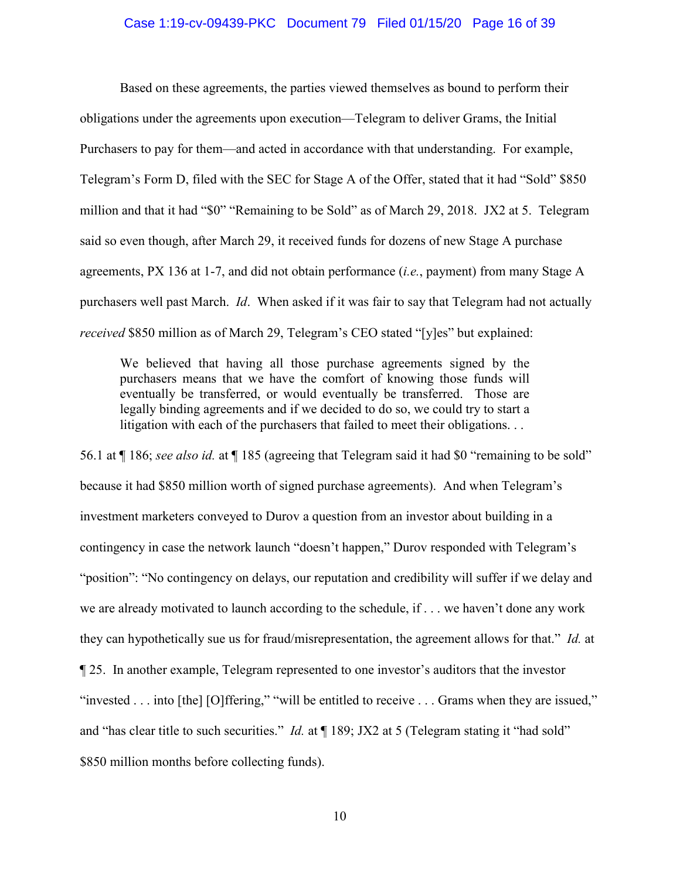Based on these agreements, the parties viewed themselves as bound to perform their obligations under the agreements upon execution—Telegram to deliver Grams, the Initial Purchasers to pay for them—and acted in accordance with that understanding. For example, Telegram's Form D, filed with the SEC for Stage A of the Offer, stated that it had "Sold" $850 million and that it had "$0" "Remaining to be Sold" as of March 29, 2018. JX2 at 5. Telegram said so even though, after March 29, it received funds for dozens of new Stage A purchase agreements, PX 136 at 1-7, and did not obtain performance (*i.e.*, payment) from many Stage A purchasers well past March. *Id*. When asked if it was fair to say that Telegram had not actually *received* $850 million as of March 29, Telegram's CEO stated "[y]es" but explained:

> We believed that having all those purchase agreements signed by the purchasers means that we have the comfort of knowing those funds will eventually be transferred, or would eventually be transferred. Those are legally binding agreements and if we decided to do so, we could try to start a litigation with each of the purchasers that failed to meet their obligations. . .

56.1 at ¶ 186; *see also id.* at ¶ 185 (agreeing that Telegram said it had $0 "remaining to be sold" because it had $850 million worth of signed purchase agreements). And when Telegram's investment marketers conveyed to Durov a question from an investor about building in a contingency in case the network launch "doesn't happen," Durov responded with Telegram's "position": "No contingency on delays, our reputation and credibility will suffer if we delay and we are already motivated to launch according to the schedule, if . . . we haven't done any work they can hypothetically sue us for fraud/misrepresentation, the agreement allows for that." *Id.* at ¶ 25. In another example, Telegram represented to one investor's auditors that the investor "invested . . . into [the] [O]ffering," "will be entitled to receive . . . Grams when they are issued," and "has clear title to such securities." *Id.* at ¶ 189; JX2 at 5 (Telegram stating it "had sold" $850 million months before collecting funds).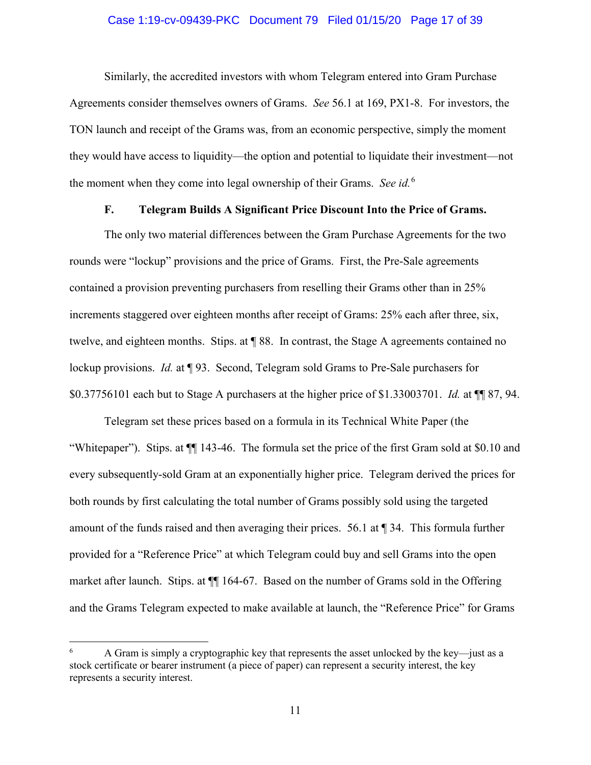Similarly, the accredited investors with whom Telegram entered into Gram Purchase Agreements consider themselves owners of Grams. *See* 56.1 at 169, PX1-8. For investors, the TON launch and receipt of the Grams was, from an economic perspective, simply the moment they would have access to liquidity—the option and potential to liquidate their investment—not the moment when they come into legal ownership of their Grams. *See id.*[6]

### F. Telegram Builds A Significant Price Discount Into the Price of Grams.

The only two material differences between the Gram Purchase Agreements for the two rounds were "lockup" provisions and the price of Grams. First, the Pre-Sale agreements contained a provision preventing purchasers from reselling their Grams other than in 25% increments staggered over eighteen months after receipt of Grams: 25% each after three, six, twelve, and eighteen months. Stips. at ¶ 88. In contrast, the Stage A agreements contained no lockup provisions. *Id.* at ¶ 93. Second, Telegram sold Grams to Pre-Sale purchasers for $0.37756101 each but to Stage A purchasers at the higher price of $1.33003701. *Id.* at ¶¶ 87, 94.

Telegram set these prices based on a formula in its Technical White Paper (the "Whitepaper"). Stips. at ¶¶ 143-46. The formula set the price of the first Gram sold at $0.10 and every subsequently-sold Gram at an exponentially higher price. Telegram derived the prices for both rounds by first calculating the total number of Grams possibly sold using the targeted amount of the funds raised and then averaging their prices. 56.1 at ¶ 34. This formula further provided for a "Reference Price" at which Telegram could buy and sell Grams into the open market after launch. Stips. at ¶¶ 164-67. Based on the number of Grams sold in the Offering and the Grams Telegram expected to make available at launch, the "Reference Price" for Grams

---

[6] A Gram is simply a cryptographic key that represents the asset unlocked by the key—just as a stock certificate or bearer instrument (a piece of paper) can represent a security interest, the key represents a security interest.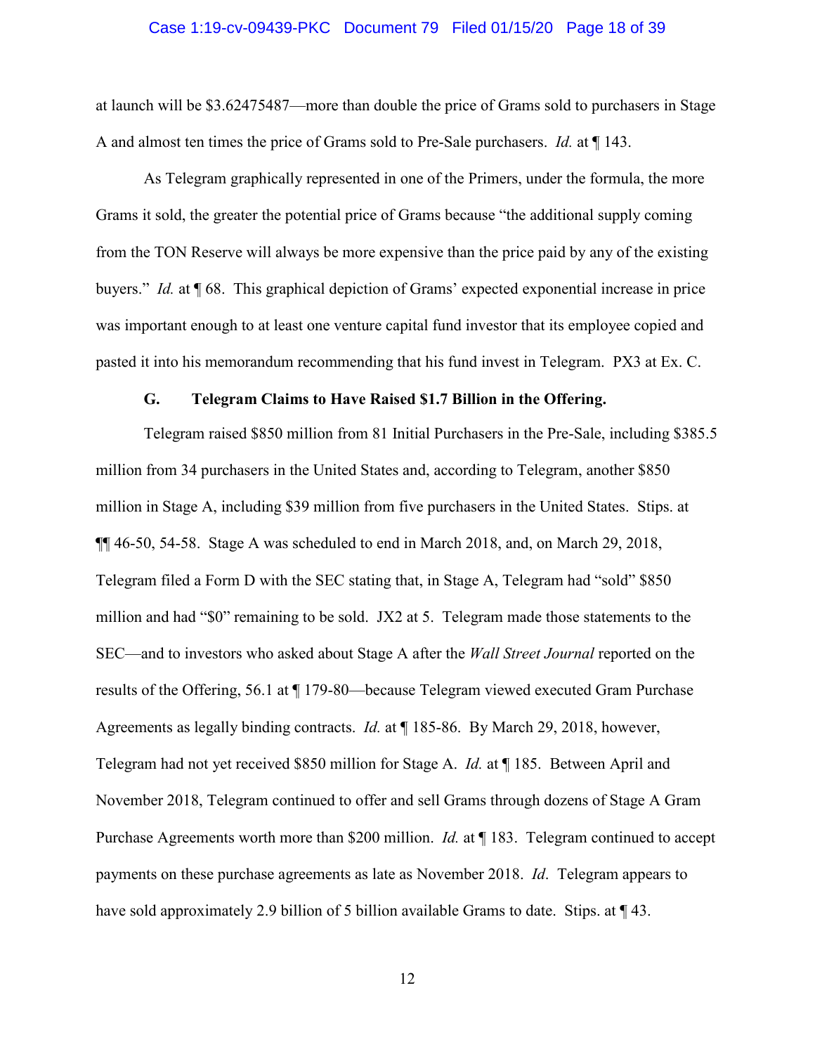at launch will be $3.62475487—more than double the price of Grams sold to purchasers in Stage A and almost ten times the price of Grams sold to Pre-Sale purchasers. *Id.* at ¶ 143.

As Telegram graphically represented in one of the Primers, under the formula, the more Grams it sold, the greater the potential price of Grams because "the additional supply coming from the TON Reserve will always be more expensive than the price paid by any of the existing buyers." *Id.* at ¶ 68. This graphical depiction of Grams' expected exponential increase in price was important enough to at least one venture capital fund investor that its employee copied and pasted it into his memorandum recommending that his fund invest in Telegram. PX3 at Ex. C.

### G. Telegram Claims to Have Raised $1.7 Billion in the Offering.

Telegram raised $850 million from 81 Initial Purchasers in the Pre-Sale, including $385.5 million from 34 purchasers in the United States and, according to Telegram, another $850 million in Stage A, including $39 million from five purchasers in the United States. Stips. at ¶¶ 46-50, 54-58. Stage A was scheduled to end in March 2018, and, on March 29, 2018, Telegram filed a Form D with the SEC stating that, in Stage A, Telegram had "sold" $850 million and had "$0" remaining to be sold. JX2 at 5. Telegram made those statements to the SEC—and to investors who asked about Stage A after the *Wall Street Journal* reported on the results of the Offering, 56.1 at ¶ 179-80—because Telegram viewed executed Gram Purchase Agreements as legally binding contracts. *Id.* at ¶ 185-86. By March 29, 2018, however, Telegram had not yet received $850 million for Stage A. *Id.* at ¶ 185. Between April and November 2018, Telegram continued to offer and sell Grams through dozens of Stage A Gram Purchase Agreements worth more than $200 million. *Id.* at ¶ 183. Telegram continued to accept payments on these purchase agreements as late as November 2018. *Id*. Telegram appears to have sold approximately 2.9 billion of 5 billion available Grams to date. Stips. at ¶ 43.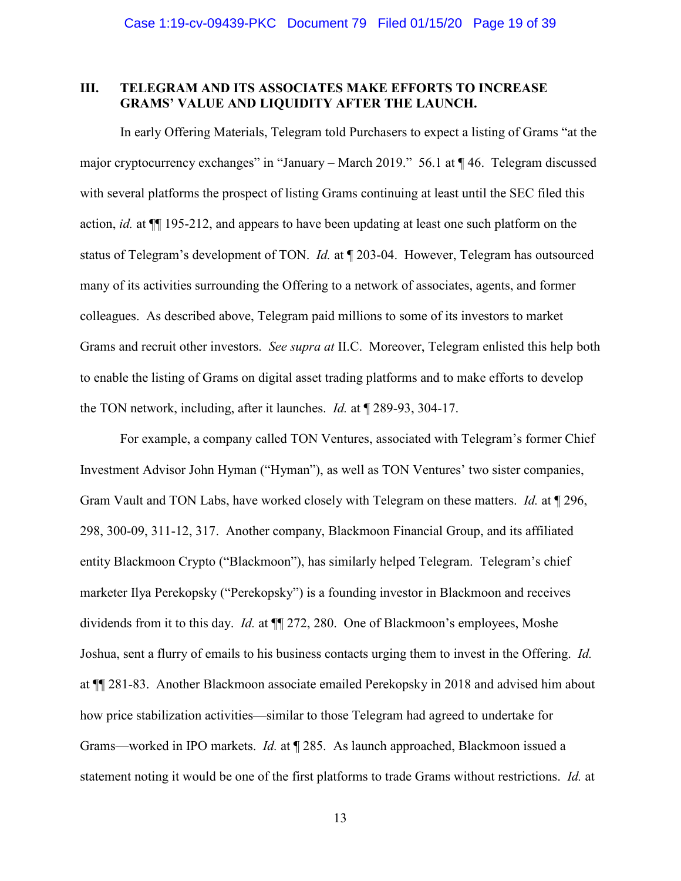### III. TELEGRAM AND ITS ASSOCIATES MAKE EFFORTS TO INCREASE GRAMS' VALUE AND LIQUIDITY AFTER THE LAUNCH.

In early Offering Materials, Telegram told Purchasers to expect a listing of Grams "at the major cryptocurrency exchanges" in "January – March 2019." 56.1 at ¶ 46. Telegram discussed with several platforms the prospect of listing Grams continuing at least until the SEC filed this action, *id.* at ¶¶ 195-212, and appears to have been updating at least one such platform on the status of Telegram's development of TON. *Id.* at ¶ 203-04. However, Telegram has outsourced many of its activities surrounding the Offering to a network of associates, agents, and former colleagues. As described above, Telegram paid millions to some of its investors to market Grams and recruit other investors. *See supra at* II.C. Moreover, Telegram enlisted this help both to enable the listing of Grams on digital asset trading platforms and to make efforts to develop the TON network, including, after it launches. *Id.* at ¶ 289-93, 304-17.

For example, a company called TON Ventures, associated with Telegram's former Chief Investment Advisor John Hyman ("Hyman"), as well as TON Ventures' two sister companies, Gram Vault and TON Labs, have worked closely with Telegram on these matters. *Id.* at ¶ 296, 298, 300-09, 311-12, 317. Another company, Blackmoon Financial Group, and its affiliated entity Blackmoon Crypto ("Blackmoon"), has similarly helped Telegram. Telegram's chief marketer Ilya Perekopsky ("Perekopsky") is a founding investor in Blackmoon and receives dividends from it to this day. *Id.* at ¶¶ 272, 280. One of Blackmoon's employees, Moshe Joshua, sent a flurry of emails to his business contacts urging them to invest in the Offering. *Id.* at ¶¶ 281-83. Another Blackmoon associate emailed Perekopsky in 2018 and advised him about how price stabilization activities—similar to those Telegram had agreed to undertake for Grams—worked in IPO markets. *Id.* at ¶ 285. As launch approached, Blackmoon issued a statement noting it would be one of the first platforms to trade Grams without restrictions. *Id.* at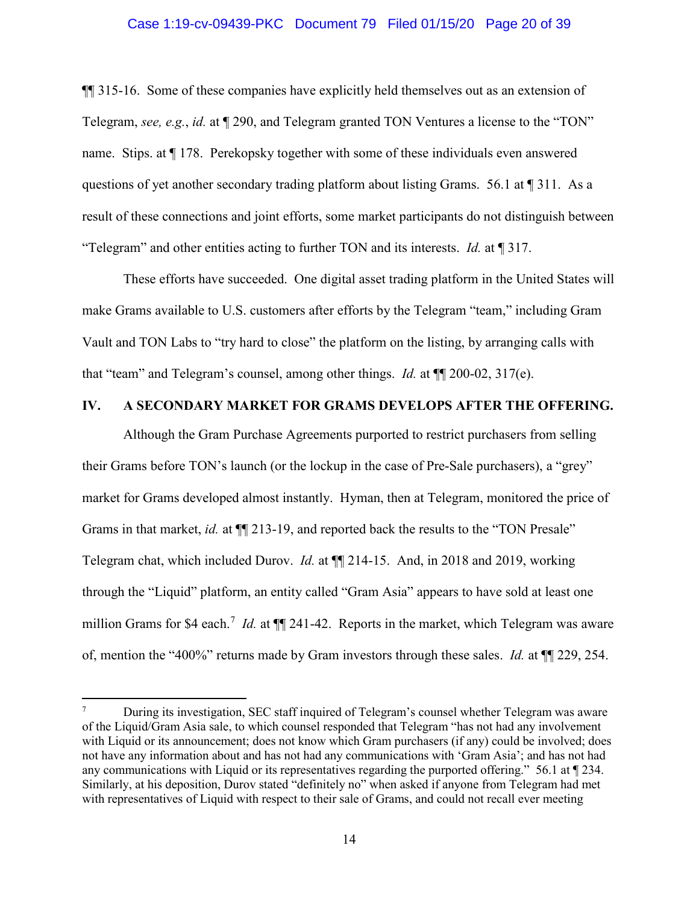¶¶ 315-16. Some of these companies have explicitly held themselves out as an extension of Telegram, *see, e.g.*, *id.* at ¶ 290, and Telegram granted TON Ventures a license to the "TON" name. Stips. at ¶ 178. Perekopsky together with some of these individuals even answered questions of yet another secondary trading platform about listing Grams. 56.1 at ¶ 311. As a result of these connections and joint efforts, some market participants do not distinguish between "Telegram" and other entities acting to further TON and its interests. *Id.* at ¶ 317.

These efforts have succeeded. One digital asset trading platform in the United States will make Grams available to U.S. customers after efforts by the Telegram "team," including Gram Vault and TON Labs to "try hard to close" the platform on the listing, by arranging calls with that "team" and Telegram's counsel, among other things. *Id.* at ¶¶ 200-02, 317(e).

## IV. A SECONDARY MARKET FOR GRAMS DEVELOPS AFTER THE OFFERING.

Although the Gram Purchase Agreements purported to restrict purchasers from selling their Grams before TON's launch (or the lockup in the case of Pre-Sale purchasers), a "grey" market for Grams developed almost instantly. Hyman, then at Telegram, monitored the price of Grams in that market, *id.* at ¶¶ 213-19, and reported back the results to the "TON Presale" Telegram chat, which included Durov. *Id.* at ¶¶ 214-15. And, in 2018 and 2019, working through the "Liquid" platform, an entity called "Gram Asia" appears to have sold at least one million Grams for $4 each.[7] *Id.* at ¶¶ 241-42. Reports in the market, which Telegram was aware of, mention the "400%" returns made by Gram investors through these sales. *Id.* at ¶¶ 229, 254.

---

[7] During its investigation, SEC staff inquired of Telegram's counsel whether Telegram was aware of the Liquid/Gram Asia sale, to which counsel responded that Telegram "has not had any involvement with Liquid or its announcement; does not know which Gram purchasers (if any) could be involved; does not have any information about and has not had any communications with 'Gram Asia'; and has not had any communications with Liquid or its representatives regarding the purported offering." 56.1 at ¶ 234. Similarly, at his deposition, Durov stated "definitely no" when asked if anyone from Telegram had met with representatives of Liquid with respect to their sale of Grams, and could not recall ever meeting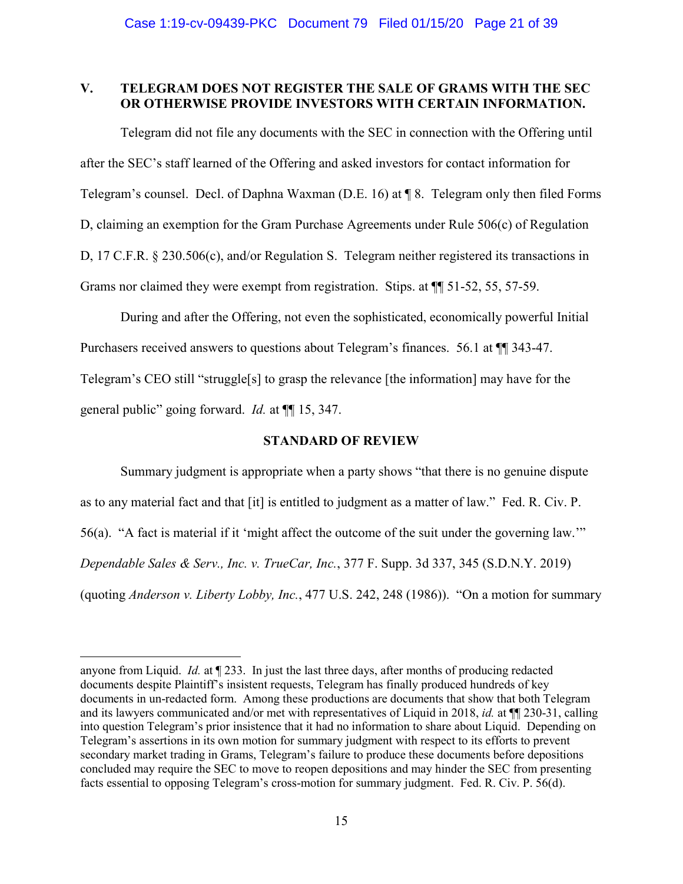## V. TELEGRAM DOES NOT REGISTER THE SALE OF GRAMS WITH THE SEC OR OTHERWISE PROVIDE INVESTORS WITH CERTAIN INFORMATION.

Telegram did not file any documents with the SEC in connection with the Offering until after the SEC's staff learned of the Offering and asked investors for contact information for Telegram's counsel. Decl. of Daphna Waxman (D.E. 16) at ¶ 8. Telegram only then filed Forms D, claiming an exemption for the Gram Purchase Agreements under Rule 506(c) of Regulation D, 17 C.F.R. § 230.506(c), and/or Regulation S. Telegram neither registered its transactions in Grams nor claimed they were exempt from registration. Stips. at ¶¶ 51-52, 55, 57-59.

During and after the Offering, not even the sophisticated, economically powerful Initial Purchasers received answers to questions about Telegram's finances. 56.1 at ¶¶ 343-47. Telegram's CEO still "struggle[s] to grasp the relevance [the information] may have for the general public" going forward. *Id.* at ¶¶ 15, 347.

### STANDARD OF REVIEW

Summary judgment is appropriate when a party shows "that there is no genuine dispute as to any material fact and that [it] is entitled to judgment as a matter of law." Fed. R. Civ. P. 56(a). "A fact is material if it 'might affect the outcome of the suit under the governing law.'" *Dependable Sales & Serv., Inc. v. TrueCar, Inc.*, 377 F. Supp. 3d 337, 345 (S.D.N.Y. 2019) (quoting *Anderson v. Liberty Lobby, Inc.*, 477 U.S. 242, 248 (1986)). "On a motion for summary

---

anyone from Liquid. *Id.* at ¶ 233. In just the last three days, after months of producing redacted documents despite Plaintiff's insistent requests, Telegram has finally produced hundreds of key documents in un-redacted form. Among these productions are documents that show that both Telegram and its lawyers communicated and/or met with representatives of Liquid in 2018, *id.* at ¶¶ 230-31, calling into question Telegram's prior insistence that it had no information to share about Liquid. Depending on Telegram's assertions in its own motion for summary judgment with respect to its efforts to prevent secondary market trading in Grams, Telegram's failure to produce these documents before depositions concluded may require the SEC to move to reopen depositions and may hinder the SEC from presenting facts essential to opposing Telegram's cross-motion for summary judgment. Fed. R. Civ. P. 56(d).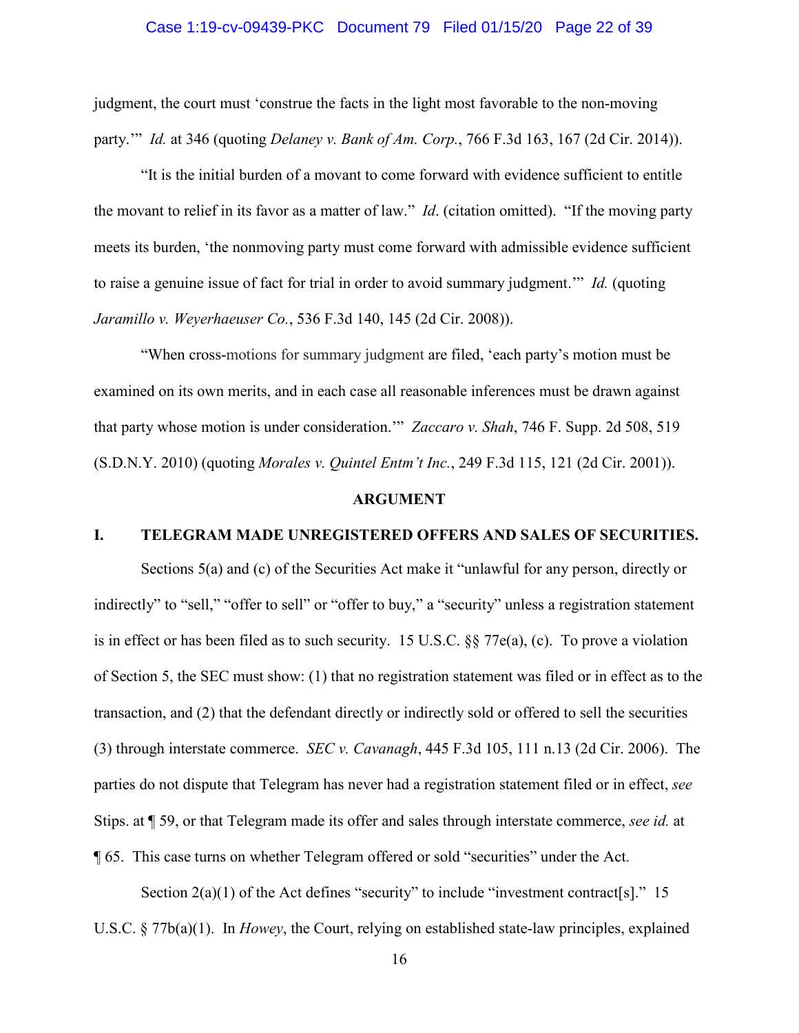judgment, the court must 'construe the facts in the light most favorable to the non-moving party.'" *Id.* at 346 (quoting *Delaney v. Bank of Am. Corp.*, 766 F.3d 163, 167 (2d Cir. 2014)).

"It is the initial burden of a movant to come forward with evidence sufficient to entitle the movant to relief in its favor as a matter of law." *Id*. (citation omitted). "If the moving party meets its burden, 'the nonmoving party must come forward with admissible evidence sufficient to raise a genuine issue of fact for trial in order to avoid summary judgment.'" *Id.* (quoting *Jaramillo v. Weyerhaeuser Co.*, 536 F.3d 140, 145 (2d Cir. 2008)).

"When cross-motions for summary judgment are filed, 'each party's motion must be examined on its own merits, and in each case all reasonable inferences must be drawn against that party whose motion is under consideration.'" *Zaccaro v. Shah*, 746 F. Supp. 2d 508, 519 (S.D.N.Y. 2010) (quoting *Morales v. Quintel Entm't Inc.*, 249 F.3d 115, 121 (2d Cir. 2001)).

## ARGUMENT

### I. TELEGRAM MADE UNREGISTERED OFFERS AND SALES OF SECURITIES.

Sections 5(a) and (c) of the Securities Act make it "unlawful for any person, directly or indirectly" to "sell," "offer to sell" or "offer to buy," a "security" unless a registration statement is in effect or has been filed as to such security. 15 U.S.C. §§ 77e(a), (c). To prove a violation of Section 5, the SEC must show: (1) that no registration statement was filed or in effect as to the transaction, and (2) that the defendant directly or indirectly sold or offered to sell the securities (3) through interstate commerce. *SEC v. Cavanagh*, 445 F.3d 105, 111 n.13 (2d Cir. 2006). The parties do not dispute that Telegram has never had a registration statement filed or in effect, *see* Stips. at ¶ 59, or that Telegram made its offer and sales through interstate commerce, *see id.* at ¶ 65. This case turns on whether Telegram offered or sold "securities" under the Act.

Section 2(a)(1) of the Act defines "security" to include "investment contract[s]." 15 U.S.C. § 77b(a)(1). In *Howey*, the Court, relying on established state-law principles, explained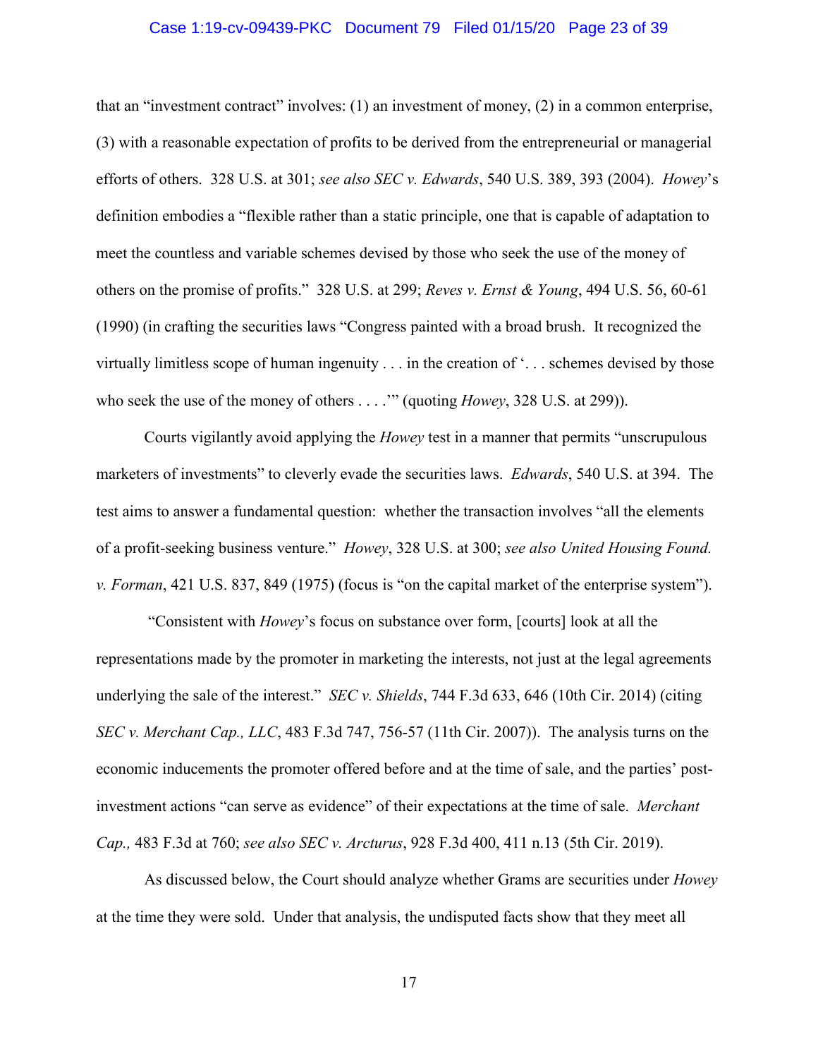that an "investment contract" involves: (1) an investment of money, (2) in a common enterprise, (3) with a reasonable expectation of profits to be derived from the entrepreneurial or managerial efforts of others. 328 U.S. at 301; *see also SEC v. Edwards*, 540 U.S. 389, 393 (2004). *Howey*'s definition embodies a "flexible rather than a static principle, one that is capable of adaptation to meet the countless and variable schemes devised by those who seek the use of the money of others on the promise of profits." 328 U.S. at 299; *Reves v. Ernst & Young*, 494 U.S. 56, 60-61 (1990) (in crafting the securities laws "Congress painted with a broad brush. It recognized the virtually limitless scope of human ingenuity . . . in the creation of '. . . schemes devised by those who seek the use of the money of others . . . .'" (quoting *Howey*, 328 U.S. at 299)).

Courts vigilantly avoid applying the *Howey* test in a manner that permits "unscrupulous marketers of investments" to cleverly evade the securities laws. *Edwards*, 540 U.S. at 394. The test aims to answer a fundamental question: whether the transaction involves "all the elements of a profit-seeking business venture." *Howey*, 328 U.S. at 300; *see also United Housing Found. v. Forman*, 421 U.S. 837, 849 (1975) (focus is "on the capital market of the enterprise system").

"Consistent with *Howey*'s focus on substance over form, [courts] look at all the representations made by the promoter in marketing the interests, not just at the legal agreements underlying the sale of the interest." *SEC v. Shields*, 744 F.3d 633, 646 (10th Cir. 2014) (citing *SEC v. Merchant Cap., LLC*, 483 F.3d 747, 756-57 (11th Cir. 2007)). The analysis turns on the economic inducements the promoter offered before and at the time of sale, and the parties' post-investment actions "can serve as evidence" of their expectations at the time of sale. *Merchant Cap.,* 483 F.3d at 760; *see also SEC v. Arcturus*, 928 F.3d 400, 411 n.13 (5th Cir. 2019).

As discussed below, the Court should analyze whether Grams are securities under *Howey* at the time they were sold. Under that analysis, the undisputed facts show that they meet all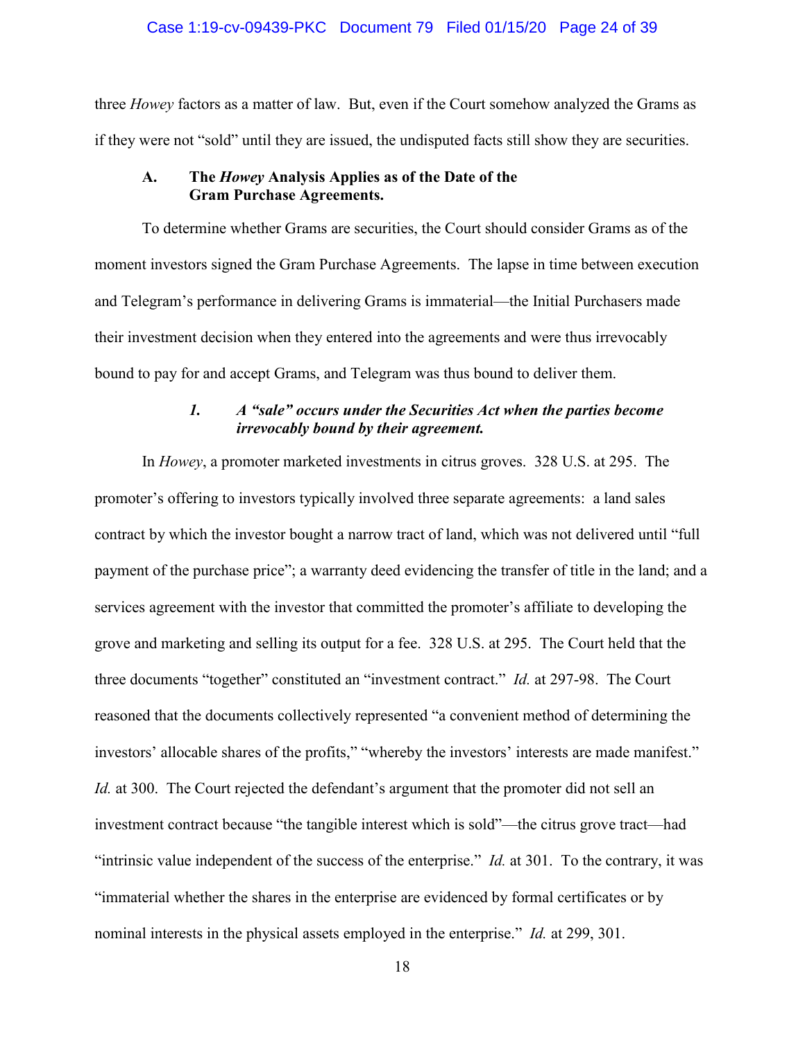three *Howey* factors as a matter of law. But, even if the Court somehow analyzed the Grams as if they were not "sold" until they are issued, the undisputed facts still show they are securities.

### A. The *Howey* Analysis Applies as of the Date of the Gram Purchase Agreements.

To determine whether Grams are securities, the Court should consider Grams as of the moment investors signed the Gram Purchase Agreements. The lapse in time between execution and Telegram's performance in delivering Grams is immaterial—the Initial Purchasers made their investment decision when they entered into the agreements and were thus irrevocably bound to pay for and accept Grams, and Telegram was thus bound to deliver them.

#### *1. A "sale" occurs under the Securities Act when the parties become irrevocably bound by their agreement.*

In *Howey*, a promoter marketed investments in citrus groves. 328 U.S. at 295. The promoter's offering to investors typically involved three separate agreements: a land sales contract by which the investor bought a narrow tract of land, which was not delivered until "full payment of the purchase price"; a warranty deed evidencing the transfer of title in the land; and a services agreement with the investor that committed the promoter's affiliate to developing the grove and marketing and selling its output for a fee. 328 U.S. at 295. The Court held that the three documents "together" constituted an "investment contract." *Id.* at 297-98. The Court reasoned that the documents collectively represented "a convenient method of determining the investors' allocable shares of the profits," "whereby the investors' interests are made manifest." *Id.* at 300. The Court rejected the defendant's argument that the promoter did not sell an investment contract because "the tangible interest which is sold"—the citrus grove tract—had "intrinsic value independent of the success of the enterprise." *Id.* at 301. To the contrary, it was "immaterial whether the shares in the enterprise are evidenced by formal certificates or by nominal interests in the physical assets employed in the enterprise." *Id.* at 299, 301.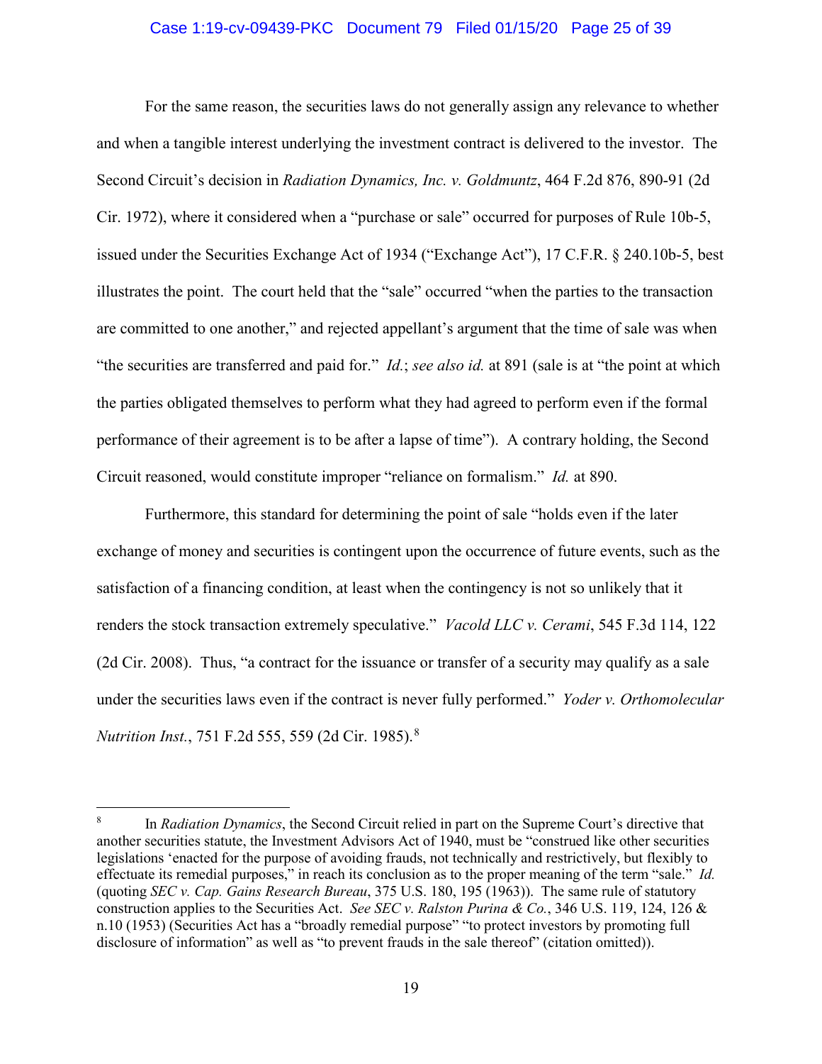For the same reason, the securities laws do not generally assign any relevance to whether and when a tangible interest underlying the investment contract is delivered to the investor. The Second Circuit's decision in *Radiation Dynamics, Inc. v. Goldmuntz*, 464 F.2d 876, 890-91 (2d Cir. 1972), where it considered when a "purchase or sale" occurred for purposes of Rule 10b-5, issued under the Securities Exchange Act of 1934 ("Exchange Act"), 17 C.F.R. § 240.10b-5, best illustrates the point. The court held that the "sale" occurred "when the parties to the transaction are committed to one another," and rejected appellant's argument that the time of sale was when "the securities are transferred and paid for." *Id.*; *see also id.* at 891 (sale is at "the point at which the parties obligated themselves to perform what they had agreed to perform even if the formal performance of their agreement is to be after a lapse of time"). A contrary holding, the Second Circuit reasoned, would constitute improper "reliance on formalism." *Id.* at 890.

Furthermore, this standard for determining the point of sale "holds even if the later exchange of money and securities is contingent upon the occurrence of future events, such as the satisfaction of a financing condition, at least when the contingency is not so unlikely that it renders the stock transaction extremely speculative." *Vacold LLC v. Cerami*, 545 F.3d 114, 122 (2d Cir. 2008). Thus, "a contract for the issuance or transfer of a security may qualify as a sale under the securities laws even if the contract is never fully performed." *Yoder v. Orthomolecular Nutrition Inst.*, 751 F.2d 555, 559 (2d Cir. 1985).[8]

---

[8] In *Radiation Dynamics*, the Second Circuit relied in part on the Supreme Court's directive that another securities statute, the Investment Advisors Act of 1940, must be "construed like other securities legislations 'enacted for the purpose of avoiding frauds,' not technically and restrictively, but flexibly to effectuate its remedial purposes," in reach its conclusion as to the proper meaning of the term "sale." *Id.* (quoting *SEC v. Cap. Gains Research Bureau*, 375 U.S. 180, 195 (1963)). The same rule of statutory construction applies to the Securities Act. *See SEC v. Ralston Purina & Co.*, 346 U.S. 119, 124, 126 & n.10 (1953) (Securities Act has a "broadly remedial purpose" "to protect investors by promoting full disclosure of information" as well as "to prevent frauds in the sale thereof" (citation omitted)).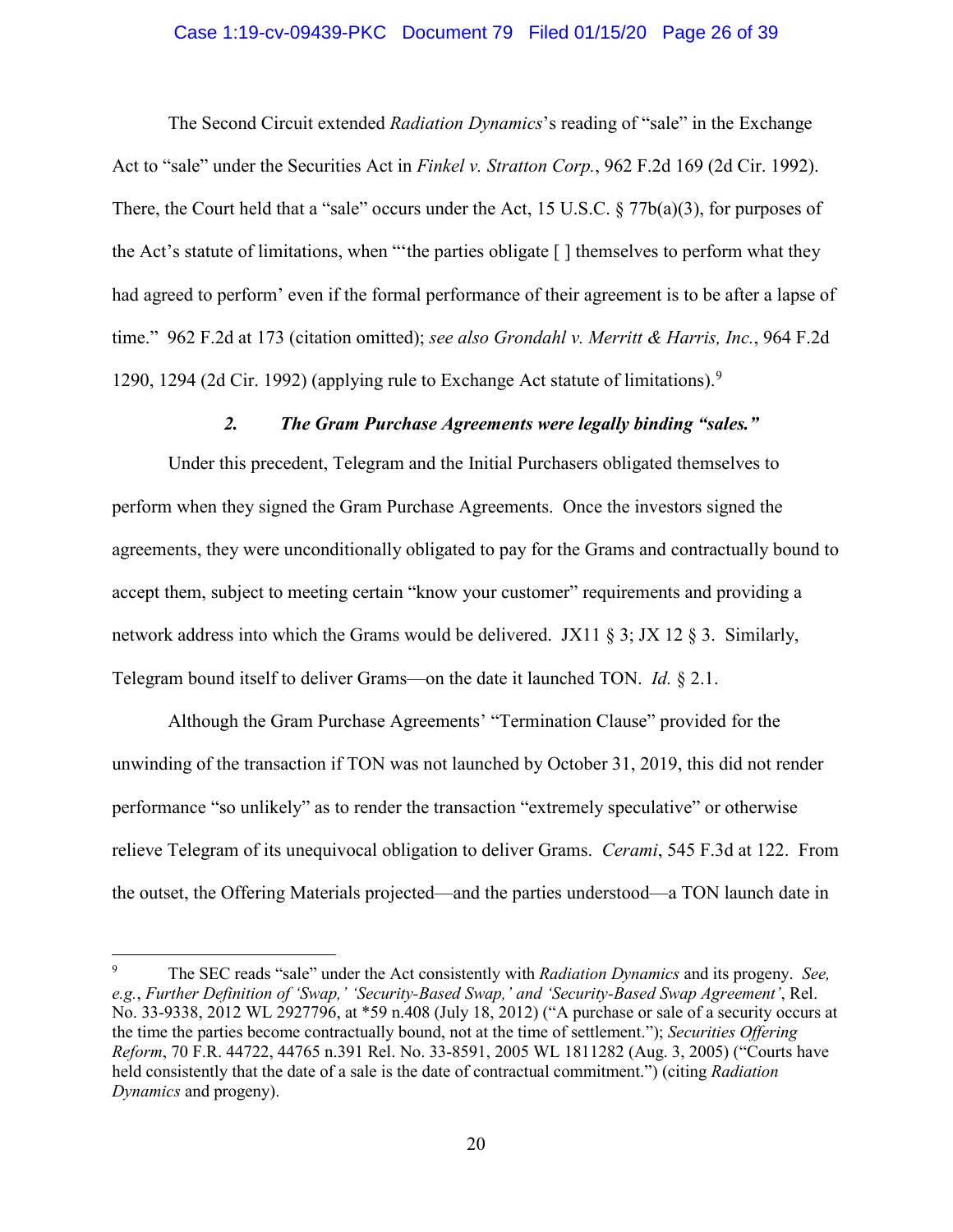The Second Circuit extended *Radiation Dynamics*'s reading of "sale" in the Exchange Act to "sale" under the Securities Act in *Finkel v. Stratton Corp.*, 962 F.2d 169 (2d Cir. 1992). There, the Court held that a "sale" occurs under the Act, 15 U.S.C. § 77b(a)(3), for purposes of the Act's statute of limitations, when "'the parties obligate [ ] themselves to perform what they had agreed to perform' even if the formal performance of their agreement is to be after a lapse of time." 962 F.2d at 173 (citation omitted); *see also Grondahl v. Merritt & Harris, Inc.*, 964 F.2d 1290, 1294 (2d Cir. 1992) (applying rule to Exchange Act statute of limitations).[9]

### *2. The Gram Purchase Agreements were legally binding "sales."*

Under this precedent, Telegram and the Initial Purchasers obligated themselves to perform when they signed the Gram Purchase Agreements. Once the investors signed the agreements, they were unconditionally obligated to pay for the Grams and contractually bound to accept them, subject to meeting certain "know your customer" requirements and providing a network address into which the Grams would be delivered. JX11 § 3; JX 12 § 3. Similarly, Telegram bound itself to deliver Grams—on the date it launched TON. *Id.* § 2.1.

Although the Gram Purchase Agreements' "Termination Clause" provided for the unwinding of the transaction if TON was not launched by October 31, 2019, this did not render performance "so unlikely" as to render the transaction "extremely speculative" or otherwise relieve Telegram of its unequivocal obligation to deliver Grams. *Cerami*, 545 F.3d at 122. From the outset, the Offering Materials projected—and the parties understood—a TON launch date in

---

[9] The SEC reads "sale" under the Act consistently with *Radiation Dynamics* and its progeny. *See, e.g.*, *Further Definition of 'Swap,' 'Security-Based Swap,' and 'Security-Based Swap Agreement'*, Rel. No. 33-9338, 2012 WL 2927796, at *59 n.408 (July 18, 2012) ("A purchase or sale of a security occurs at the time the parties become contractually bound, not at the time of settlement."); *Securities Offering Reform*, 70 F.R. 44722, 44765 n.391 Rel. No. 33-8591, 2005 WL 1811282 (Aug. 3, 2005) ("Courts have held consistently that the date of a sale is the date of contractual commitment.") (citing *Radiation Dynamics* and progeny).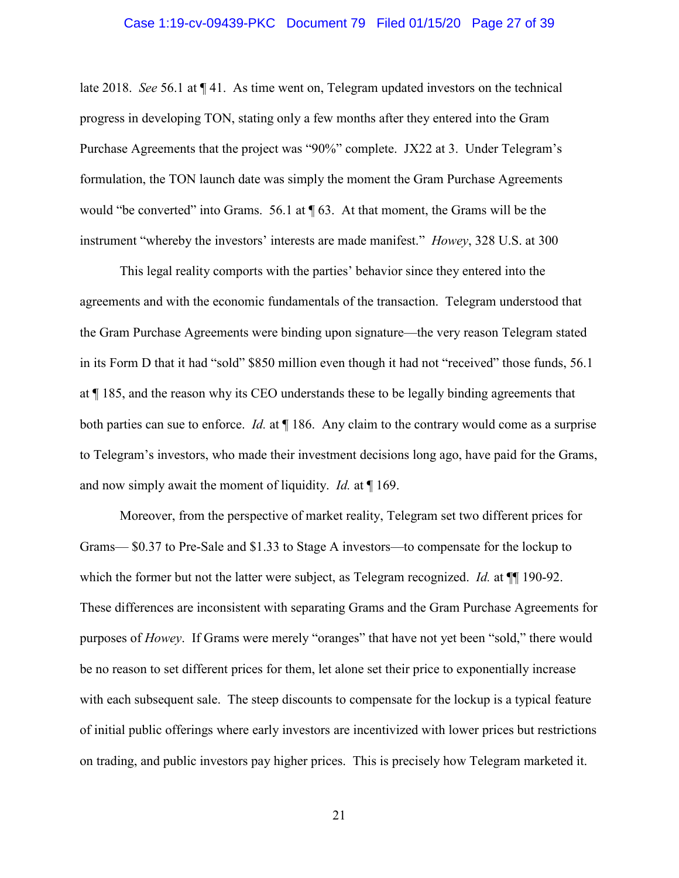late 2018. *See* 56.1 at ¶ 41. As time went on, Telegram updated investors on the technical progress in developing TON, stating only a few months after they entered into the Gram Purchase Agreements that the project was "90%" complete. JX22 at 3. Under Telegram's formulation, the TON launch date was simply the moment the Gram Purchase Agreements would "be converted" into Grams. 56.1 at ¶ 63. At that moment, the Grams will be the instrument "whereby the investors' interests are made manifest." *Howey*, 328 U.S. at 300

This legal reality comports with the parties' behavior since they entered into the agreements and with the economic fundamentals of the transaction. Telegram understood that the Gram Purchase Agreements were binding upon signature—the very reason Telegram stated in its Form D that it had "sold" $850 million even though it had not "received" those funds, 56.1 at ¶ 185, and the reason why its CEO understands these to be legally binding agreements that both parties can sue to enforce. *Id.* at ¶ 186. Any claim to the contrary would come as a surprise to Telegram's investors, who made their investment decisions long ago, have paid for the Grams, and now simply await the moment of liquidity. *Id.* at ¶ 169.

Moreover, from the perspective of market reality, Telegram set two different prices for Grams— $0.37 to Pre-Sale and $1.33 to Stage A investors—to compensate for the lockup to which the former but not the latter were subject, as Telegram recognized. *Id.* at ¶¶ 190-92. These differences are inconsistent with separating Grams and the Gram Purchase Agreements for purposes of *Howey*. If Grams were merely "oranges" that have not yet been "sold," there would be no reason to set different prices for them, let alone set their price to exponentially increase with each subsequent sale. The steep discounts to compensate for the lockup is a typical feature of initial public offerings where early investors are incentivized with lower prices but restrictions on trading, and public investors pay higher prices. This is precisely how Telegram marketed it.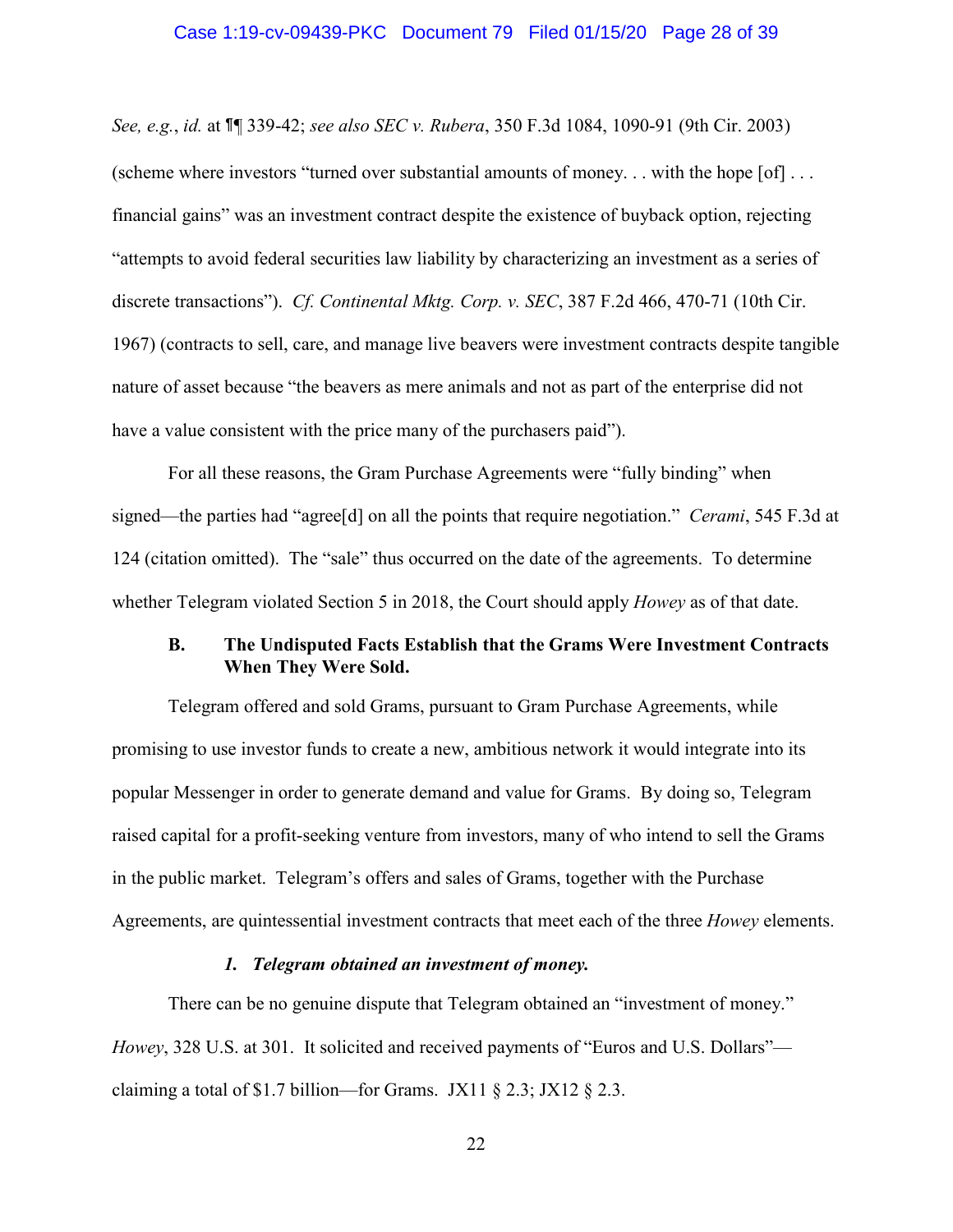*See, e.g.*, *id.* at ¶¶ 339-42; *see also SEC v. Rubera*, 350 F.3d 1084, 1090-91 (9th Cir. 2003) (scheme where investors "turned over substantial amounts of money. . . with the hope [of] . . . financial gains" was an investment contract despite the existence of buyback option, rejecting "attempts to avoid federal securities law liability by characterizing an investment as a series of discrete transactions"). *Cf. Continental Mktg. Corp. v. SEC*, 387 F.2d 466, 470-71 (10th Cir. 1967) (contracts to sell, care, and manage live beavers were investment contracts despite tangible nature of asset because "the beavers as mere animals and not as part of the enterprise did not have a value consistent with the price many of the purchasers paid").

For all these reasons, the Gram Purchase Agreements were "fully binding" when signed—the parties had "agree[d] on all the points that require negotiation." *Cerami*, 545 F.3d at 124 (citation omitted). The "sale" thus occurred on the date of the agreements. To determine whether Telegram violated Section 5 in 2018, the Court should apply *Howey* as of that date.

### B. The Undisputed Facts Establish that the Grams Were Investment Contracts When They Were Sold.

Telegram offered and sold Grams, pursuant to Gram Purchase Agreements, while promising to use investor funds to create a new, ambitious network it would integrate into its popular Messenger in order to generate demand and value for Grams. By doing so, Telegram raised capital for a profit-seeking venture from investors, many of who intend to sell the Grams in the public market. Telegram's offers and sales of Grams, together with the Purchase Agreements, are quintessential investment contracts that meet each of the three *Howey* elements.

#### *1. Telegram obtained an investment of money.*

There can be no genuine dispute that Telegram obtained an "investment of money." *Howey*, 328 U.S. at 301. It solicited and received payments of "Euros and U.S. Dollars"—claiming a total of $1.7 billion—for Grams. JX11 § 2.3; JX12 § 2.3.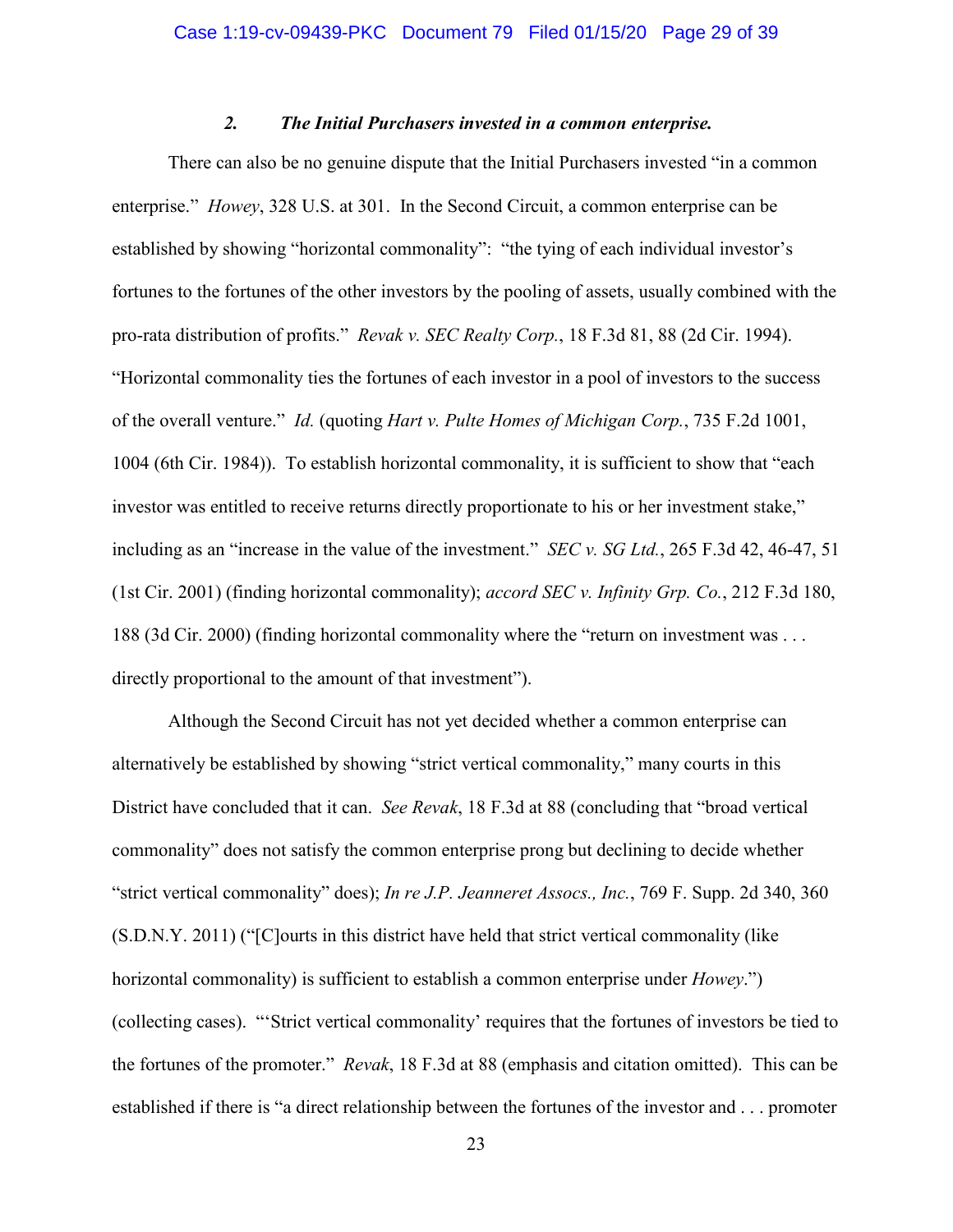### *2. The Initial Purchasers invested in a common enterprise.*

There can also be no genuine dispute that the Initial Purchasers invested "in a common enterprise." *Howey*, 328 U.S. at 301. In the Second Circuit, a common enterprise can be established by showing "horizontal commonality": "the tying of each individual investor's fortunes to the fortunes of the other investors by the pooling of assets, usually combined with the pro-rata distribution of profits." *Revak v. SEC Realty Corp.*, 18 F.3d 81, 88 (2d Cir. 1994). "Horizontal commonality ties the fortunes of each investor in a pool of investors to the success of the overall venture." *Id.* (quoting *Hart v. Pulte Homes of Michigan Corp.*, 735 F.2d 1001, 1004 (6th Cir. 1984)). To establish horizontal commonality, it is sufficient to show that "each investor was entitled to receive returns directly proportionate to his or her investment stake," including as an "increase in the value of the investment." *SEC v. SG Ltd.*, 265 F.3d 42, 46-47, 51 (1st Cir. 2001) (finding horizontal commonality); *accord SEC v. Infinity Grp. Co.*, 212 F.3d 180, 188 (3d Cir. 2000) (finding horizontal commonality where the "return on investment was . . . directly proportional to the amount of that investment").

Although the Second Circuit has not yet decided whether a common enterprise can alternatively be established by showing "strict vertical commonality," many courts in this District have concluded that it can. *See Revak*, 18 F.3d at 88 (concluding that "broad vertical commonality" does not satisfy the common enterprise prong but declining to decide whether "strict vertical commonality" does); *In re J.P. Jeanneret Assocs., Inc.*, 769 F. Supp. 2d 340, 360 (S.D.N.Y. 2011) ("[C]ourts in this district have held that strict vertical commonality (like horizontal commonality) is sufficient to establish a common enterprise under *Howey*.") (collecting cases). "'Strict vertical commonality' requires that the fortunes of investors be tied to the fortunes of the promoter." *Revak*, 18 F.3d at 88 (emphasis and citation omitted). This can be established if there is "a direct relationship between the fortunes of the investor and . . . promoter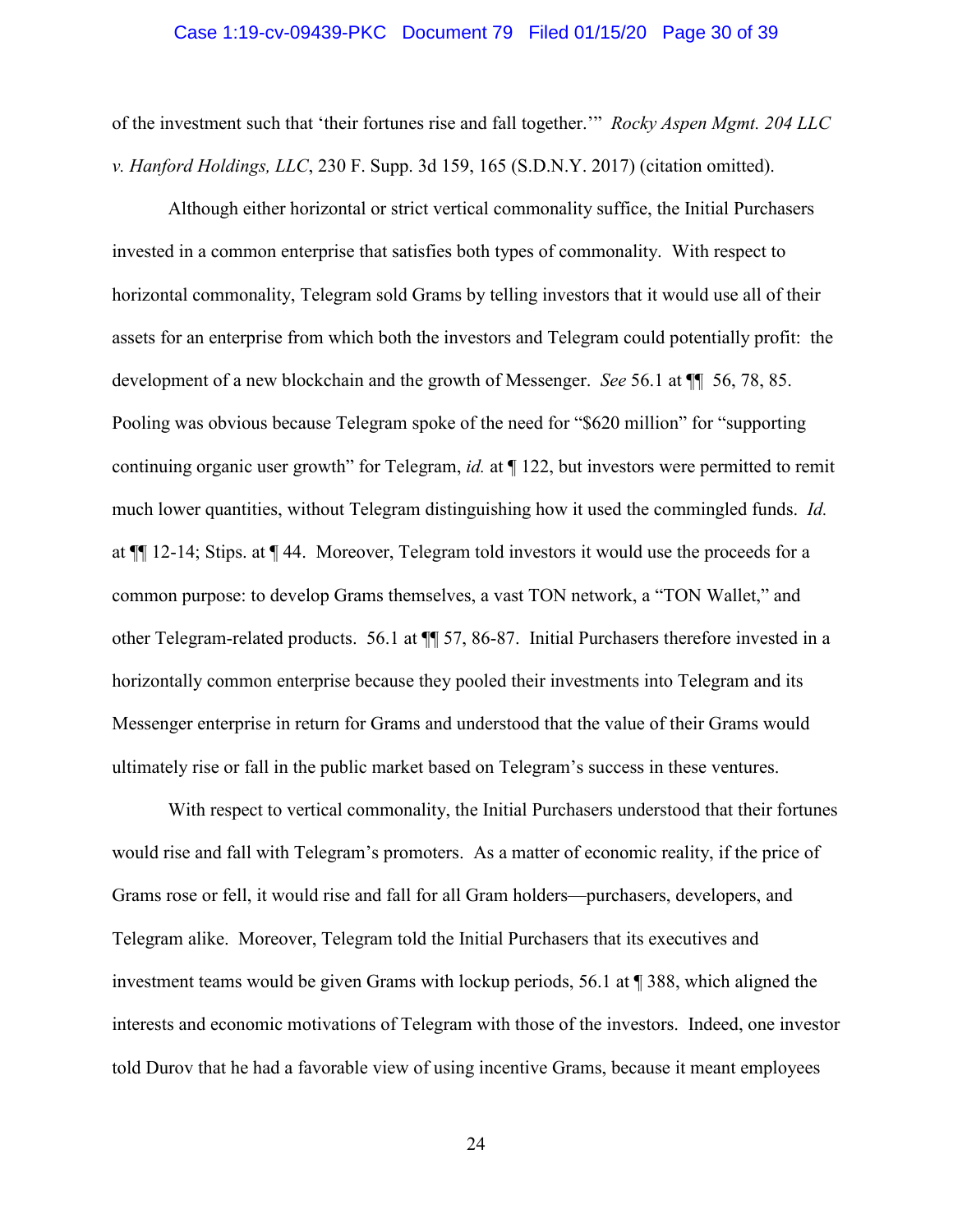of the investment such that 'their fortunes rise and fall together.'" *Rocky Aspen Mgmt. 204 LLC v. Hanford Holdings, LLC*, 230 F. Supp. 3d 159, 165 (S.D.N.Y. 2017) (citation omitted).

Although either horizontal or strict vertical commonality suffice, the Initial Purchasers invested in a common enterprise that satisfies both types of commonality. With respect to horizontal commonality, Telegram sold Grams by telling investors that it would use all of their assets for an enterprise from which both the investors and Telegram could potentially profit: the development of a new blockchain and the growth of Messenger. *See* 56.1 at ¶¶ 56, 78, 85. Pooling was obvious because Telegram spoke of the need for "$620 million" for "supporting continuing organic user growth" for Telegram, *id.* at ¶ 122, but investors were permitted to remit much lower quantities, without Telegram distinguishing how it used the commingled funds. *Id.* at ¶¶ 12-14; Stips. at ¶ 44. Moreover, Telegram told investors it would use the proceeds for a common purpose: to develop Grams themselves, a vast TON network, a "TON Wallet," and other Telegram-related products. 56.1 at ¶¶ 57, 86-87. Initial Purchasers therefore invested in a horizontally common enterprise because they pooled their investments into Telegram and its Messenger enterprise in return for Grams and understood that the value of their Grams would ultimately rise or fall in the public market based on Telegram's success in these ventures.

With respect to vertical commonality, the Initial Purchasers understood that their fortunes would rise and fall with Telegram's promoters. As a matter of economic reality, if the price of Grams rose or fell, it would rise and fall for all Gram holders—purchasers, developers, and Telegram alike. Moreover, Telegram told the Initial Purchasers that its executives and investment teams would be given Grams with lockup periods, 56.1 at ¶ 388, which aligned the interests and economic motivations of Telegram with those of the investors. Indeed, one investor told Durov that he had a favorable view of using incentive Grams, because it meant employees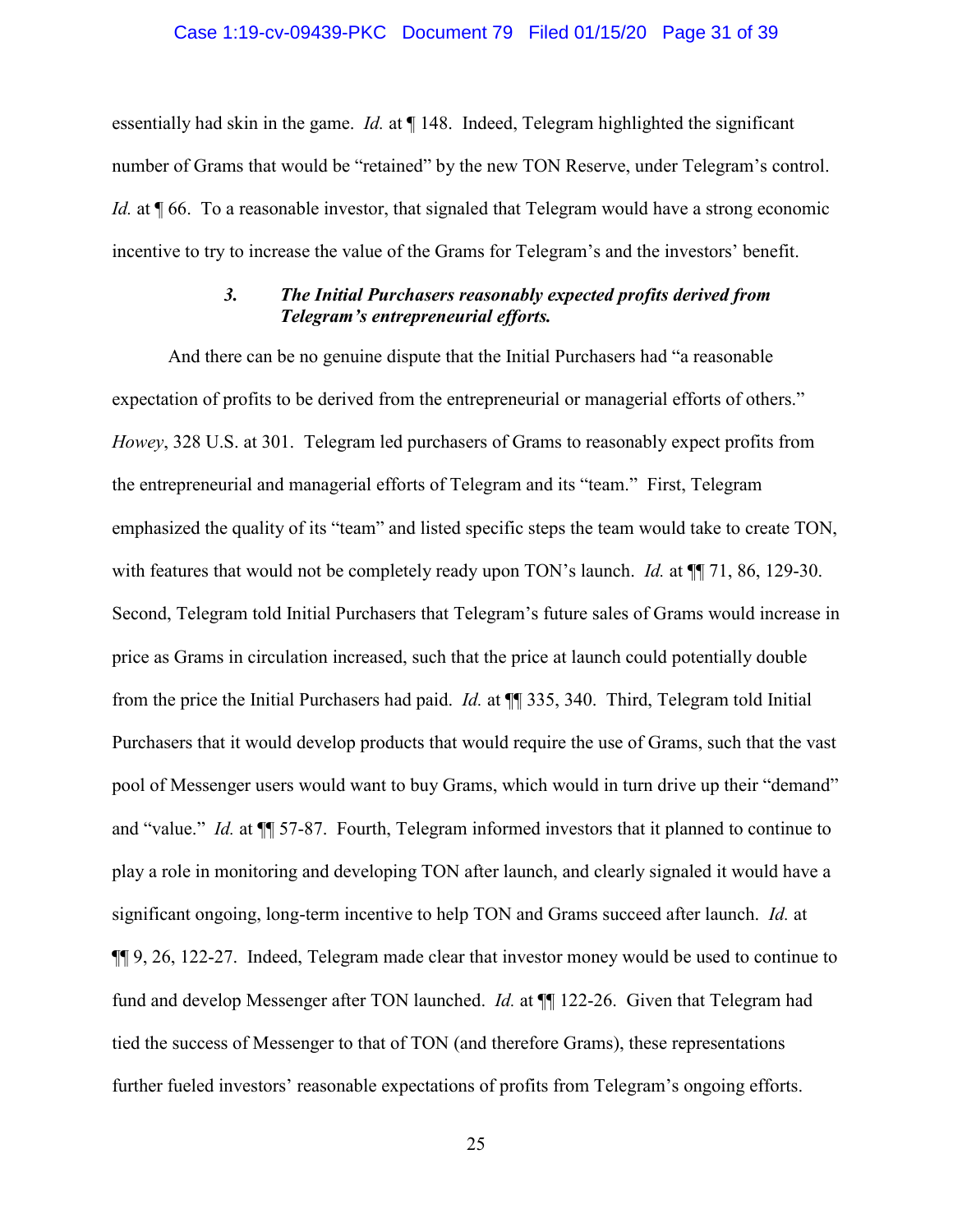essentially had skin in the game. *Id.* at ¶ 148. Indeed, Telegram highlighted the significant number of Grams that would be "retained" by the new TON Reserve, under Telegram's control. *Id.* at ¶ 66. To a reasonable investor, that signaled that Telegram would have a strong economic incentive to try to increase the value of the Grams for Telegram's and the investors' benefit.

### *3. The Initial Purchasers reasonably expected profits derived from Telegram's entrepreneurial efforts.*

And there can be no genuine dispute that the Initial Purchasers had "a reasonable expectation of profits to be derived from the entrepreneurial or managerial efforts of others." *Howey*, 328 U.S. at 301. Telegram led purchasers of Grams to reasonably expect profits from the entrepreneurial and managerial efforts of Telegram and its "team." First, Telegram emphasized the quality of its "team" and listed specific steps the team would take to create TON, with features that would not be completely ready upon TON's launch. *Id.* at ¶¶ 71, 86, 129-30. Second, Telegram told Initial Purchasers that Telegram's future sales of Grams would increase in price as Grams in circulation increased, such that the price at launch could potentially double from the price the Initial Purchasers had paid. *Id.* at ¶¶ 335, 340. Third, Telegram told Initial Purchasers that it would develop products that would require the use of Grams, such that the vast pool of Messenger users would want to buy Grams, which would in turn drive up their "demand" and "value." *Id.* at ¶¶ 57-87. Fourth, Telegram informed investors that it planned to continue to play a role in monitoring and developing TON after launch, and clearly signaled it would have a significant ongoing, long-term incentive to help TON and Grams succeed after launch. *Id.* at ¶¶ 9, 26, 122-27. Indeed, Telegram made clear that investor money would be used to continue to fund and develop Messenger after TON launched. *Id.* at ¶¶ 122-26. Given that Telegram had tied the success of Messenger to that of TON (and therefore Grams), these representations further fueled investors' reasonable expectations of profits from Telegram's ongoing efforts.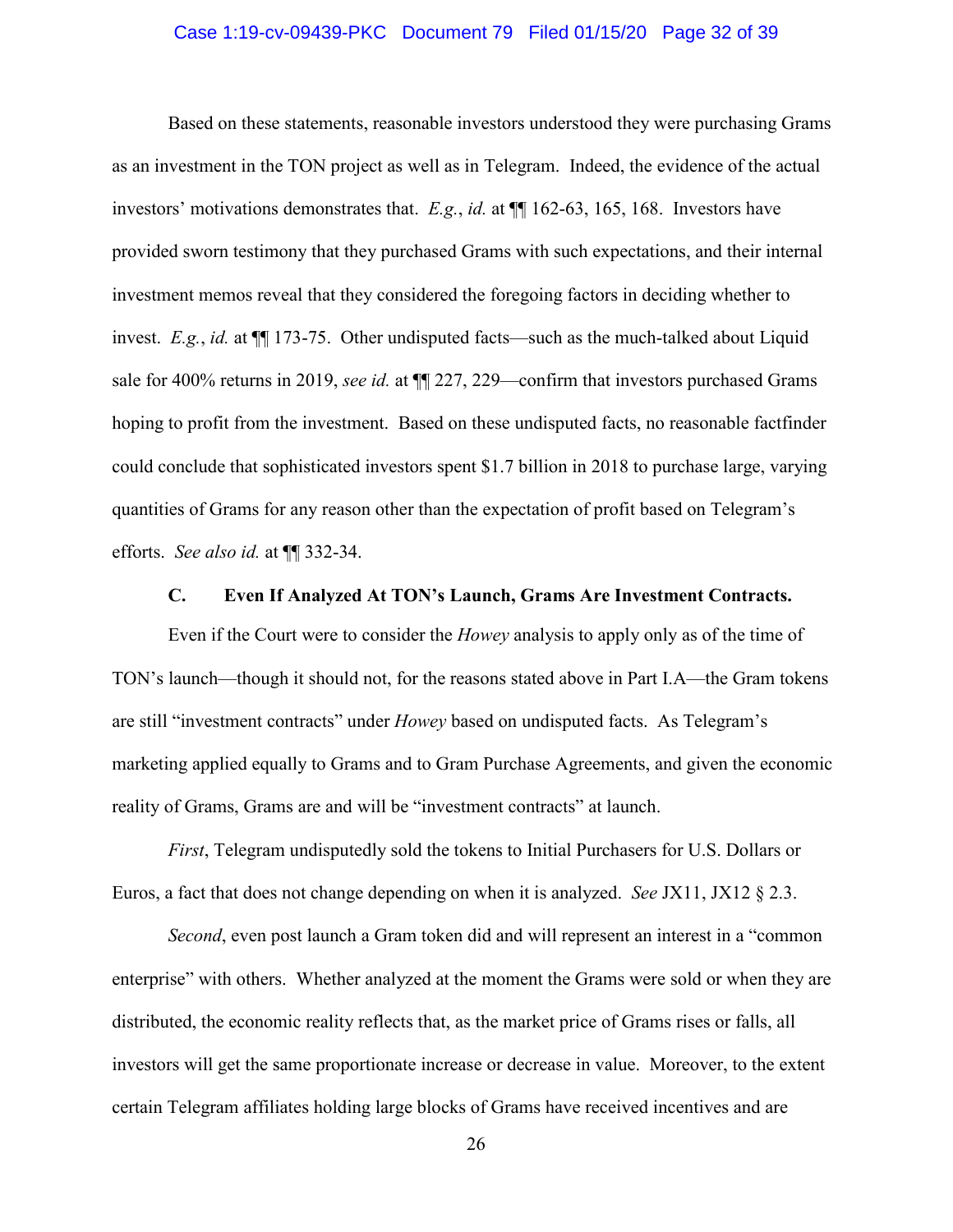Based on these statements, reasonable investors understood they were purchasing Grams as an investment in the TON project as well as in Telegram. Indeed, the evidence of the actual investors' motivations demonstrates that. *E.g.*, *id.* at ¶¶ 162-63, 165, 168. Investors have provided sworn testimony that they purchased Grams with such expectations, and their internal investment memos reveal that they considered the foregoing factors in deciding whether to invest. *E.g.*, *id.* at ¶¶ 173-75. Other undisputed facts—such as the much-talked about Liquid sale for 400% returns in 2019, *see id.* at ¶¶ 227, 229—confirm that investors purchased Grams hoping to profit from the investment. Based on these undisputed facts, no reasonable factfinder could conclude that sophisticated investors spent $1.7 billion in 2018 to purchase large, varying quantities of Grams for any reason other than the expectation of profit based on Telegram's efforts. *See also id.* at ¶¶ 332-34.

### C. Even If Analyzed At TON's Launch, Grams Are Investment Contracts.

Even if the Court were to consider the *Howey* analysis to apply only as of the time of TON's launch—though it should not, for the reasons stated above in Part I.A—the Gram tokens are still "investment contracts" under *Howey* based on undisputed facts. As Telegram's marketing applied equally to Grams and to Gram Purchase Agreements, and given the economic reality of Grams, Grams are and will be "investment contracts" at launch.

*First*, Telegram undisputedly sold the tokens to Initial Purchasers for U.S. Dollars or Euros, a fact that does not change depending on when it is analyzed. *See* JX11, JX12 § 2.3.

*Second*, even post launch a Gram token did and will represent an interest in a "common enterprise" with others. Whether analyzed at the moment the Grams were sold or when they are distributed, the economic reality reflects that, as the market price of Grams rises or falls, all investors will get the same proportionate increase or decrease in value. Moreover, to the extent certain Telegram affiliates holding large blocks of Grams have received incentives and are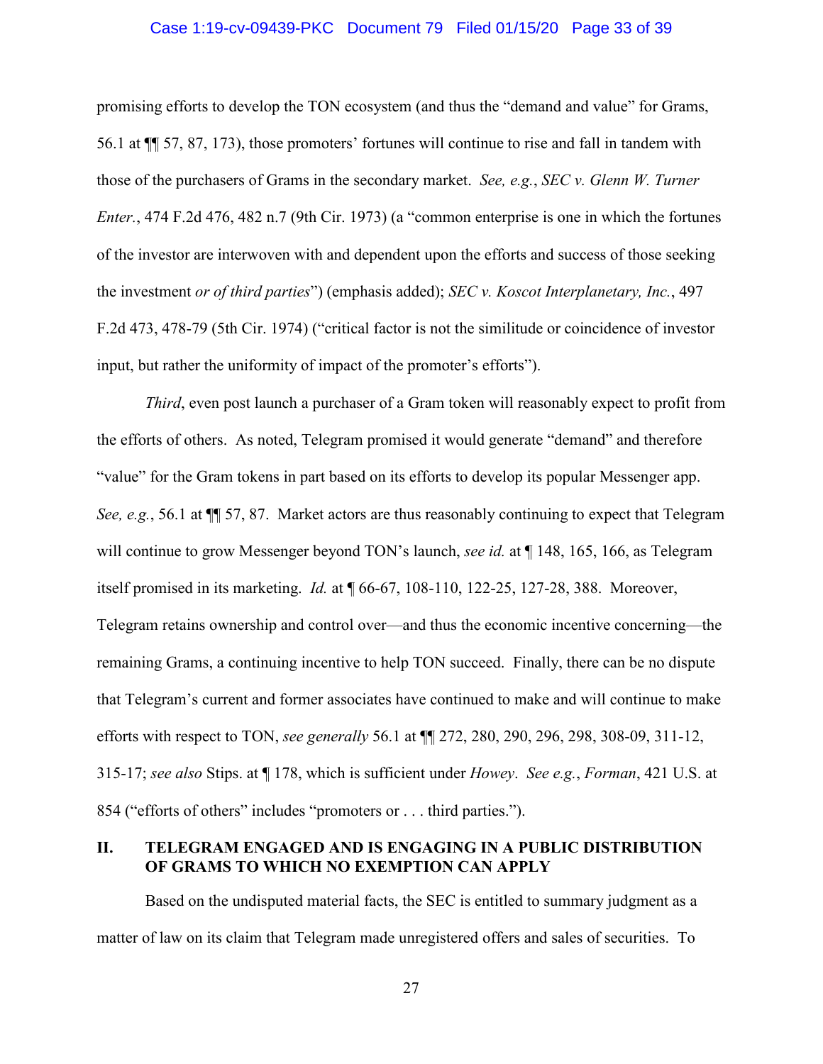promising efforts to develop the TON ecosystem (and thus the "demand and value" for Grams, 56.1 at ¶¶ 57, 87, 173), those promoters' fortunes will continue to rise and fall in tandem with those of the purchasers of Grams in the secondary market. *See, e.g.*, *SEC v. Glenn W. Turner Enter.*, 474 F.2d 476, 482 n.7 (9th Cir. 1973) (a "common enterprise is one in which the fortunes of the investor are interwoven with and dependent upon the efforts and success of those seeking the investment *or of third parties*") (emphasis added); *SEC v. Koscot Interplanetary, Inc.*, 497 F.2d 473, 478-79 (5th Cir. 1974) ("critical factor is not the similitude or coincidence of investor input, but rather the uniformity of impact of the promoter's efforts").

*Third*, even post launch a purchaser of a Gram token will reasonably expect to profit from the efforts of others. As noted, Telegram promised it would generate "demand" and therefore "value" for the Gram tokens in part based on its efforts to develop its popular Messenger app. *See, e.g.*, 56.1 at ¶¶ 57, 87. Market actors are thus reasonably continuing to expect that Telegram will continue to grow Messenger beyond TON's launch, *see id.* at ¶ 148, 165, 166, as Telegram itself promised in its marketing. *Id.* at ¶ 66-67, 108-110, 122-25, 127-28, 388. Moreover, Telegram retains ownership and control over—and thus the economic incentive concerning—the remaining Grams, a continuing incentive to help TON succeed. Finally, there can be no dispute that Telegram's current and former associates have continued to make and will continue to make efforts with respect to TON, *see generally* 56.1 at ¶¶ 272, 280, 290, 296, 298, 308-09, 311-12, 315-17; *see also* Stips. at ¶ 178, which is sufficient under *Howey*. *See e.g.*, *Forman*, 421 U.S. at 854 ("efforts of others" includes "promoters or . . . third parties.").

## II. TELEGRAM ENGAGED AND IS ENGAGING IN A PUBLIC DISTRIBUTION OF GRAMS TO WHICH NO EXEMPTION CAN APPLY

Based on the undisputed material facts, the SEC is entitled to summary judgment as a matter of law on its claim that Telegram made unregistered offers and sales of securities. To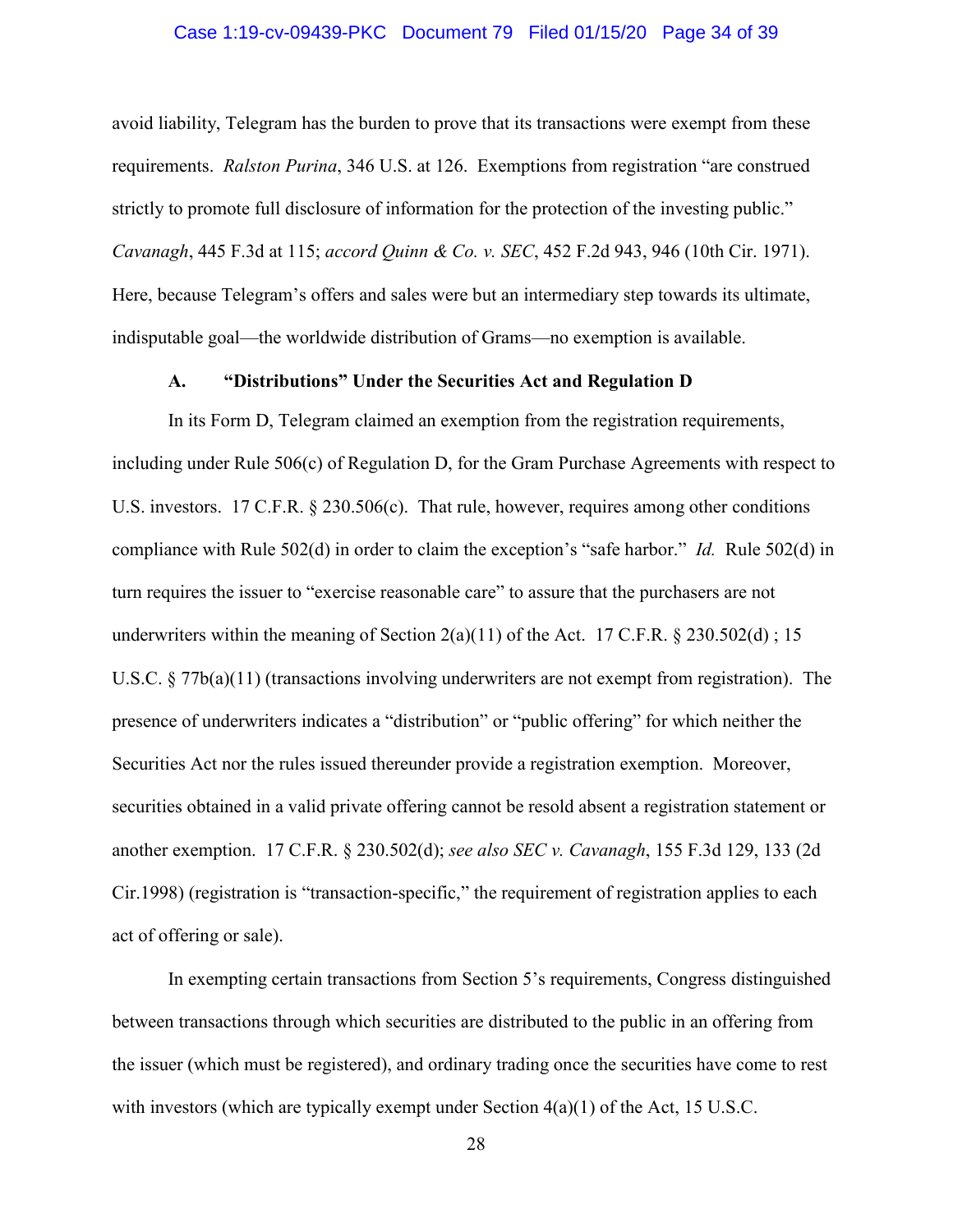avoid liability, Telegram has the burden to prove that its transactions were exempt from these requirements. *Ralston Purina*, 346 U.S. at 126. Exemptions from registration "are construed strictly to promote full disclosure of information for the protection of the investing public." *Cavanagh*, 445 F.3d at 115; *accord Quinn & Co. v. SEC*, 452 F.2d 943, 946 (10th Cir. 1971). Here, because Telegram's offers and sales were but an intermediary step towards its ultimate, indisputable goal—the worldwide distribution of Grams—no exemption is available.

### A. "Distributions" Under the Securities Act and Regulation D

In its Form D, Telegram claimed an exemption from the registration requirements, including under Rule 506(c) of Regulation D, for the Gram Purchase Agreements with respect to U.S. investors. 17 C.F.R. § 230.506(c). That rule, however, requires among other conditions compliance with Rule 502(d) in order to claim the exception's "safe harbor." *Id.* Rule 502(d) in turn requires the issuer to "exercise reasonable care" to assure that the purchasers are not underwriters within the meaning of Section 2(a)(11) of the Act. 17 C.F.R. § 230.502(d) ; 15 U.S.C. § 77b(a)(11) (transactions involving underwriters are not exempt from registration). The presence of underwriters indicates a "distribution" or "public offering" for which neither the Securities Act nor the rules issued thereunder provide a registration exemption. Moreover, securities obtained in a valid private offering cannot be resold absent a registration statement or another exemption. 17 C.F.R. § 230.502(d); *see also SEC v. Cavanagh*, 155 F.3d 129, 133 (2d Cir.1998) (registration is "transaction-specific," the requirement of registration applies to each act of offering or sale).

In exempting certain transactions from Section 5's requirements, Congress distinguished between transactions through which securities are distributed to the public in an offering from the issuer (which must be registered), and ordinary trading once the securities have come to rest with investors (which are typically exempt under Section 4(a)(1) of the Act, 15 U.S.C.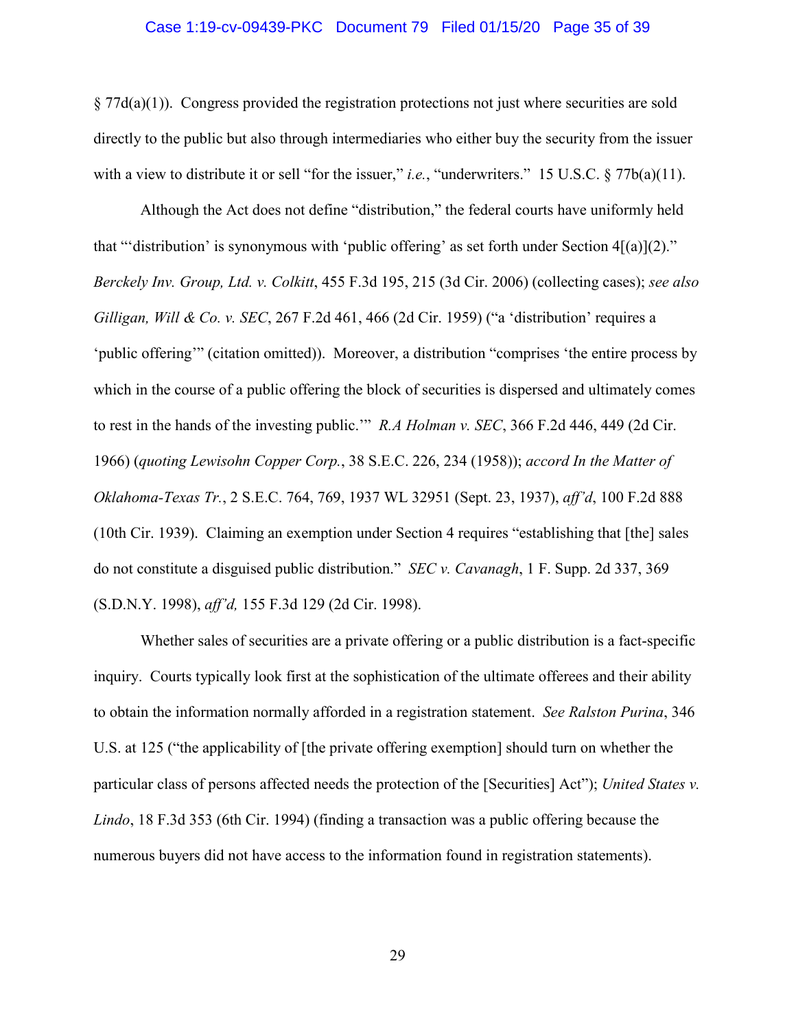§ 77d(a)(1)). Congress provided the registration protections not just where securities are sold directly to the public but also through intermediaries who either buy the security from the issuer with a view to distribute it or sell "for the issuer," *i.e.*, "underwriters." 15 U.S.C. § 77b(a)(11).

Although the Act does not define "distribution," the federal courts have uniformly held that "'distribution' is synonymous with 'public offering' as set forth under Section 4[(a)](2)." *Berckely Inv. Group, Ltd. v. Colkitt*, 455 F.3d 195, 215 (3d Cir. 2006) (collecting cases); *see also Gilligan, Will & Co. v. SEC*, 267 F.2d 461, 466 (2d Cir. 1959) ("a 'distribution' requires a 'public offering'" (citation omitted)). Moreover, a distribution "comprises 'the entire process by which in the course of a public offering the block of securities is dispersed and ultimately comes to rest in the hands of the investing public.'" *R.A Holman v. SEC*, 366 F.2d 446, 449 (2d Cir. 1966) (*quoting Lewisohn Copper Corp.*, 38 S.E.C. 226, 234 (1958)); *accord In the Matter of Oklahoma-Texas Tr.*, 2 S.E.C. 764, 769, 1937 WL 32951 (Sept. 23, 1937), *aff'd*, 100 F.2d 888 (10th Cir. 1939). Claiming an exemption under Section 4 requires "establishing that [the] sales do not constitute a disguised public distribution." *SEC v. Cavanagh*, 1 F. Supp. 2d 337, 369 (S.D.N.Y. 1998), *aff'd,* 155 F.3d 129 (2d Cir. 1998).

Whether sales of securities are a private offering or a public distribution is a fact-specific inquiry. Courts typically look first at the sophistication of the ultimate offerees and their ability to obtain the information normally afforded in a registration statement. *See Ralston Purina*, 346 U.S. at 125 ("the applicability of [the private offering exemption] should turn on whether the particular class of persons affected needs the protection of the [Securities] Act"); *United States v. Lindo*, 18 F.3d 353 (6th Cir. 1994) (finding a transaction was a public offering because the numerous buyers did not have access to the information found in registration statements).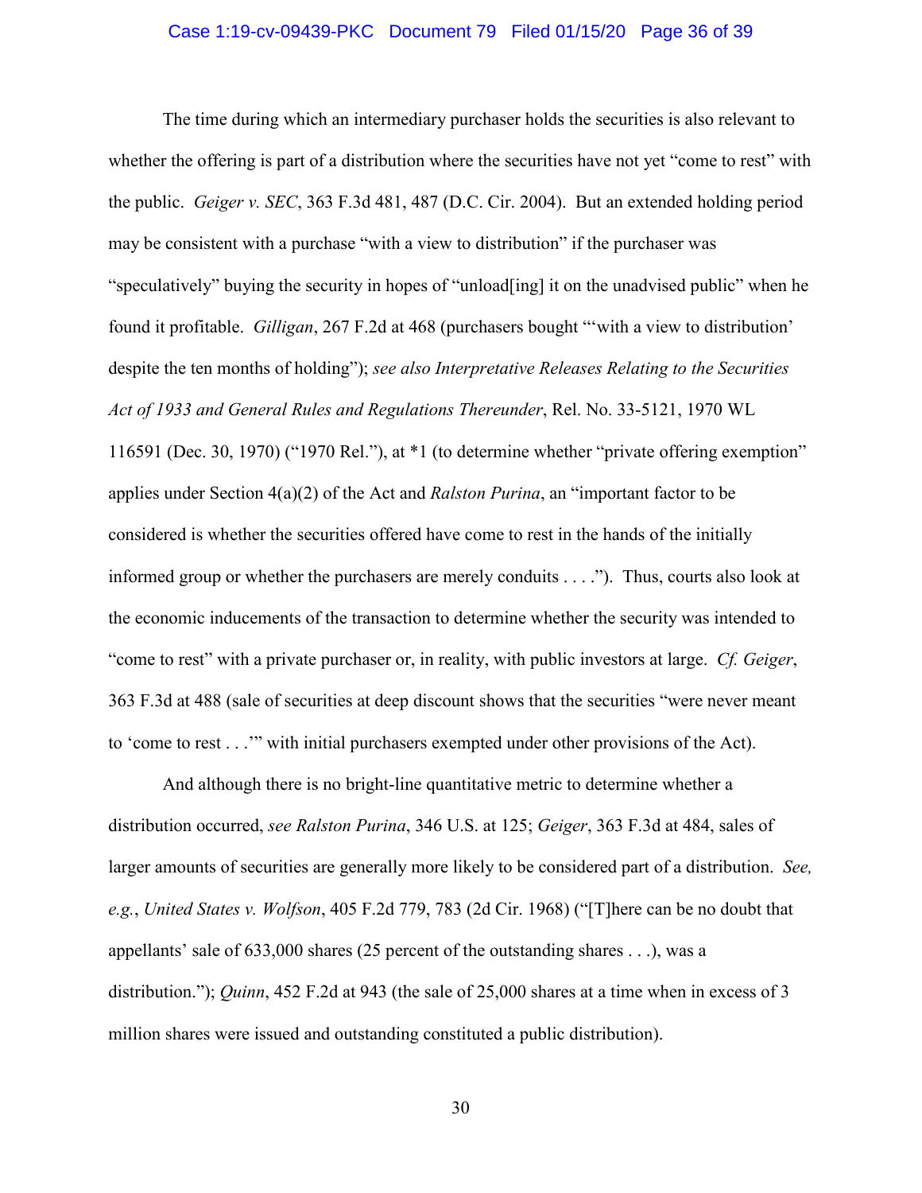The time during which an intermediary purchaser holds the securities is also relevant to whether the offering is part of a distribution where the securities have not yet "come to rest" with the public. *Geiger v. SEC*, 363 F.3d 481, 487 (D.C. Cir. 2004). But an extended holding period may be consistent with a purchase "with a view to distribution" if the purchaser was "speculatively" buying the security in hopes of "unload[ing] it on the unadvised public" when he found it profitable. *Gilligan*, 267 F.2d at 468 (purchasers bought "'with a view to distribution' despite the ten months of holding"); *see also Interpretative Releases Relating to the Securities Act of 1933 and General Rules and Regulations Thereunder*, Rel. No. 33-5121, 1970 WL 116591 (Dec. 30, 1970) ("1970 Rel."), at *1 (to determine whether "private offering exemption" applies under Section 4(a)(2) of the Act and *Ralston Purina*, an "important factor to be considered is whether the securities offered have come to rest in the hands of the initially informed group or whether the purchasers are merely conduits . . . ."). Thus, courts also look at the economic inducements of the transaction to determine whether the security was intended to "come to rest" with a private purchaser or, in reality, with public investors at large. *Cf. Geiger*, 363 F.3d at 488 (sale of securities at deep discount shows that the securities "were never meant to 'come to rest . . .'" with initial purchasers exempted under other provisions of the Act).

And although there is no bright-line quantitative metric to determine whether a distribution occurred, *see Ralston Purina*, 346 U.S. at 125; *Geiger*, 363 F.3d at 484, sales of larger amounts of securities are generally more likely to be considered part of a distribution. *See, e.g.*, *United States v. Wolfson*, 405 F.2d 779, 783 (2d Cir. 1968) ("[T]here can be no doubt that appellants' sale of 633,000 shares (25 percent of the outstanding shares . . .), was a distribution."); *Quinn*, 452 F.2d at 943 (the sale of 25,000 shares at a time when in excess of 3 million shares were issued and outstanding constituted a public distribution).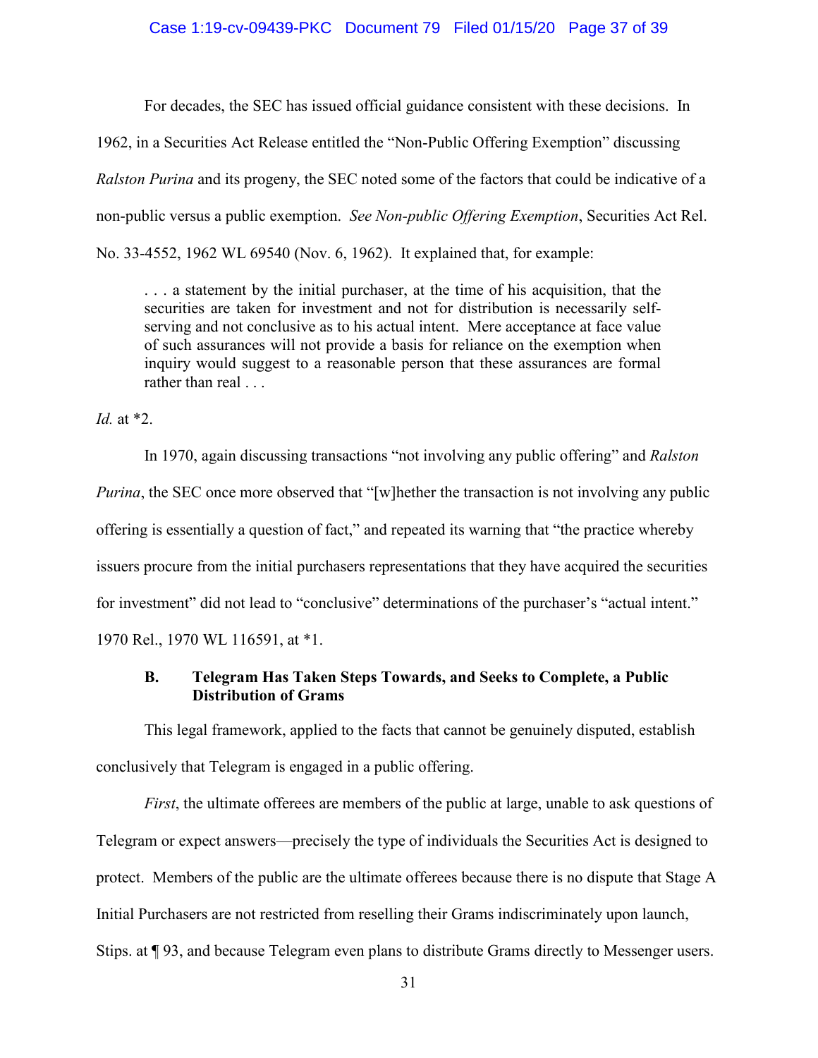For decades, the SEC has issued official guidance consistent with these decisions. In 1962, in a Securities Act Release entitled the "Non-Public Offering Exemption" discussing *Ralston Purina* and its progeny, the SEC noted some of the factors that could be indicative of a non-public versus a public exemption. *See Non-public Offering Exemption*, Securities Act Rel. No. 33-4552, 1962 WL 69540 (Nov. 6, 1962). It explained that, for example:

> . . . a statement by the initial purchaser, at the time of his acquisition, that the securities are taken for investment and not for distribution is necessarily self-serving and not conclusive as to his actual intent. Mere acceptance at face value of such assurances will not provide a basis for reliance on the exemption when inquiry would suggest to a reasonable person that these assurances are formal rather than real . . .

*Id.* at *2.

In 1970, again discussing transactions "not involving any public offering" and *Ralston Purina*, the SEC once more observed that "[w]hether the transaction is not involving any public offering is essentially a question of fact," and repeated its warning that "the practice whereby issuers procure from the initial purchasers representations that they have acquired the securities for investment" did not lead to "conclusive" determinations of the purchaser's "actual intent." 1970 Rel., 1970 WL 116591, at *1.

### B. Telegram Has Taken Steps Towards, and Seeks to Complete, a Public Distribution of Grams

This legal framework, applied to the facts that cannot be genuinely disputed, establish conclusively that Telegram is engaged in a public offering.

*First*, the ultimate offerees are members of the public at large, unable to ask questions of Telegram or expect answers—precisely the type of individuals the Securities Act is designed to protect. Members of the public are the ultimate offerees because there is no dispute that Stage A Initial Purchasers are not restricted from reselling their Grams indiscriminately upon launch, Stips. at ¶ 93, and because Telegram even plans to distribute Grams directly to Messenger users.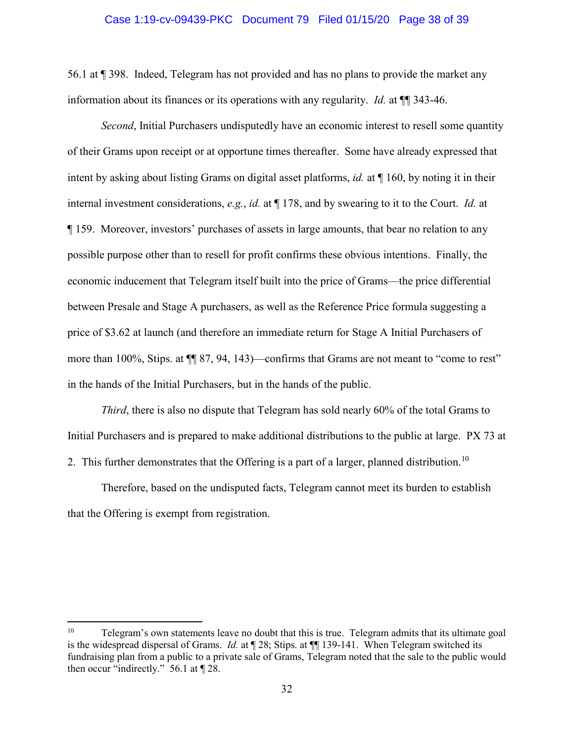56.1 at ¶ 398. Indeed, Telegram has not provided and has no plans to provide the market any information about its finances or its operations with any regularity. *Id.* at ¶¶ 343-46.

*Second*, Initial Purchasers undisputedly have an economic interest to resell some quantity of their Grams upon receipt or at opportune times thereafter. Some have already expressed that intent by asking about listing Grams on digital asset platforms, *id.* at ¶ 160, by noting it in their internal investment considerations, *e.g.*, *id.* at ¶ 178, and by swearing to it to the Court. *Id.* at ¶ 159. Moreover, investors' purchases of assets in large amounts, that bear no relation to any possible purpose other than to resell for profit confirms these obvious intentions. Finally, the economic inducement that Telegram itself built into the price of Grams—the price differential between Presale and Stage A purchasers, as well as the Reference Price formula suggesting a price of $3.62 at launch (and therefore an immediate return for Stage A Initial Purchasers of more than 100%, Stips. at ¶¶ 87, 94, 143)—confirms that Grams are not meant to "come to rest" in the hands of the Initial Purchasers, but in the hands of the public.

*Third*, there is also no dispute that Telegram has sold nearly 60% of the total Grams to Initial Purchasers and is prepared to make additional distributions to the public at large. PX 73 at 2. This further demonstrates that the Offering is a part of a larger, planned distribution.[10]

Therefore, based on the undisputed facts, Telegram cannot meet its burden to establish that the Offering is exempt from registration.

---

[10] Telegram's own statements leave no doubt that this is true. Telegram admits that its ultimate goal is the widespread dispersal of Grams. *Id.* at ¶ 28; Stips. at ¶¶ 139-141. When Telegram switched its fundraising plan from a public to a private sale of Grams, Telegram noted that the sale to the public would then occur "indirectly." 56.1 at ¶ 28.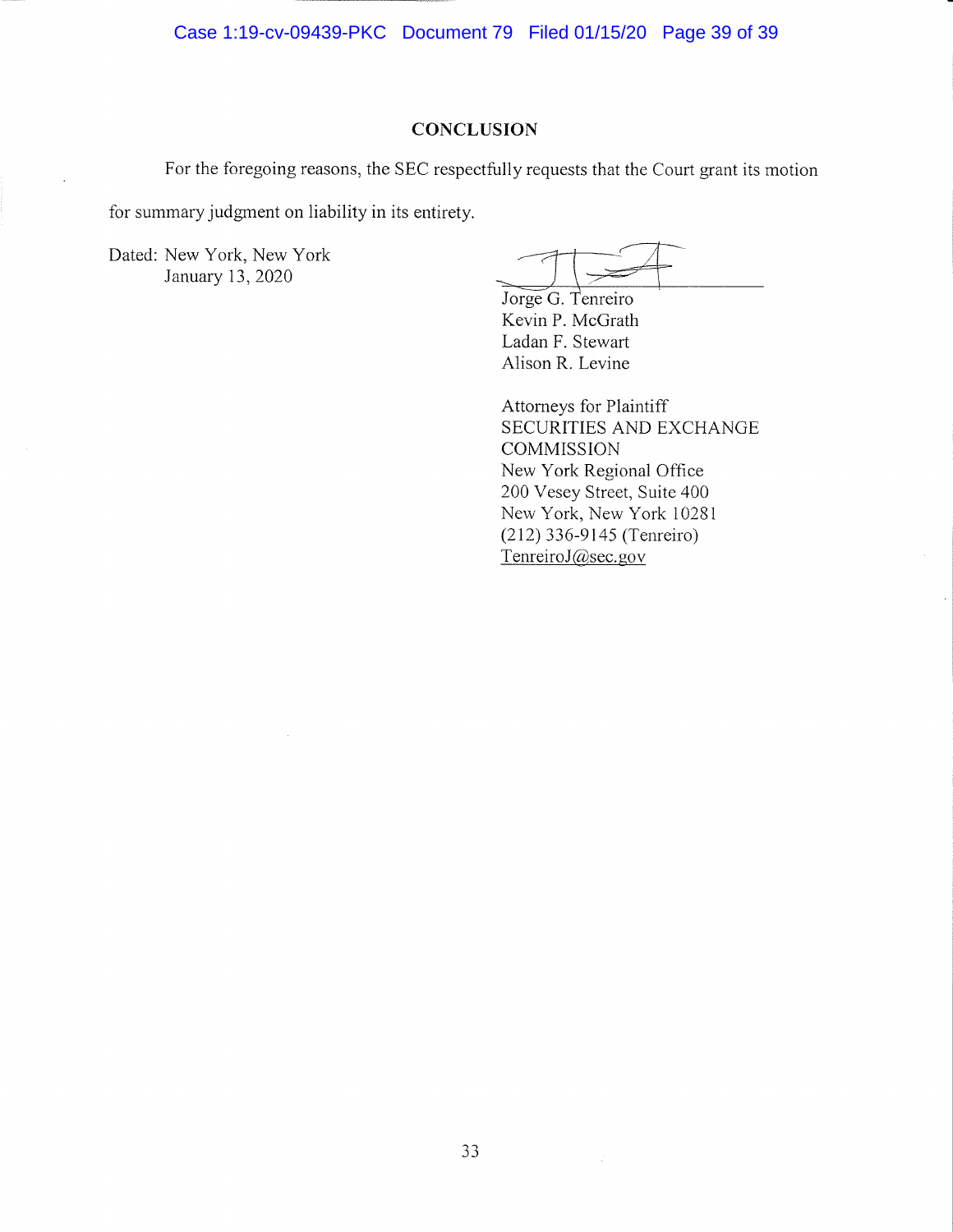## CONCLUSION

For the foregoing reasons, the SEC respectfully requests that the Court grant its motion for summary judgment on liability in its entirety.

Dated: New York, New York
January 13, 2020

Jorge G. Tenreiro
Kevin P. McGrath
Ladan F. Stewart
Alison R. Levine

Attorneys for Plaintiff
SECURITIES AND EXCHANGE COMMISSION
New York Regional Office
200 Vesey Street, Suite 400
New York, New York 10281
(212) 336-9145 (Tenreiro)
TenreiroJ@sec.gov